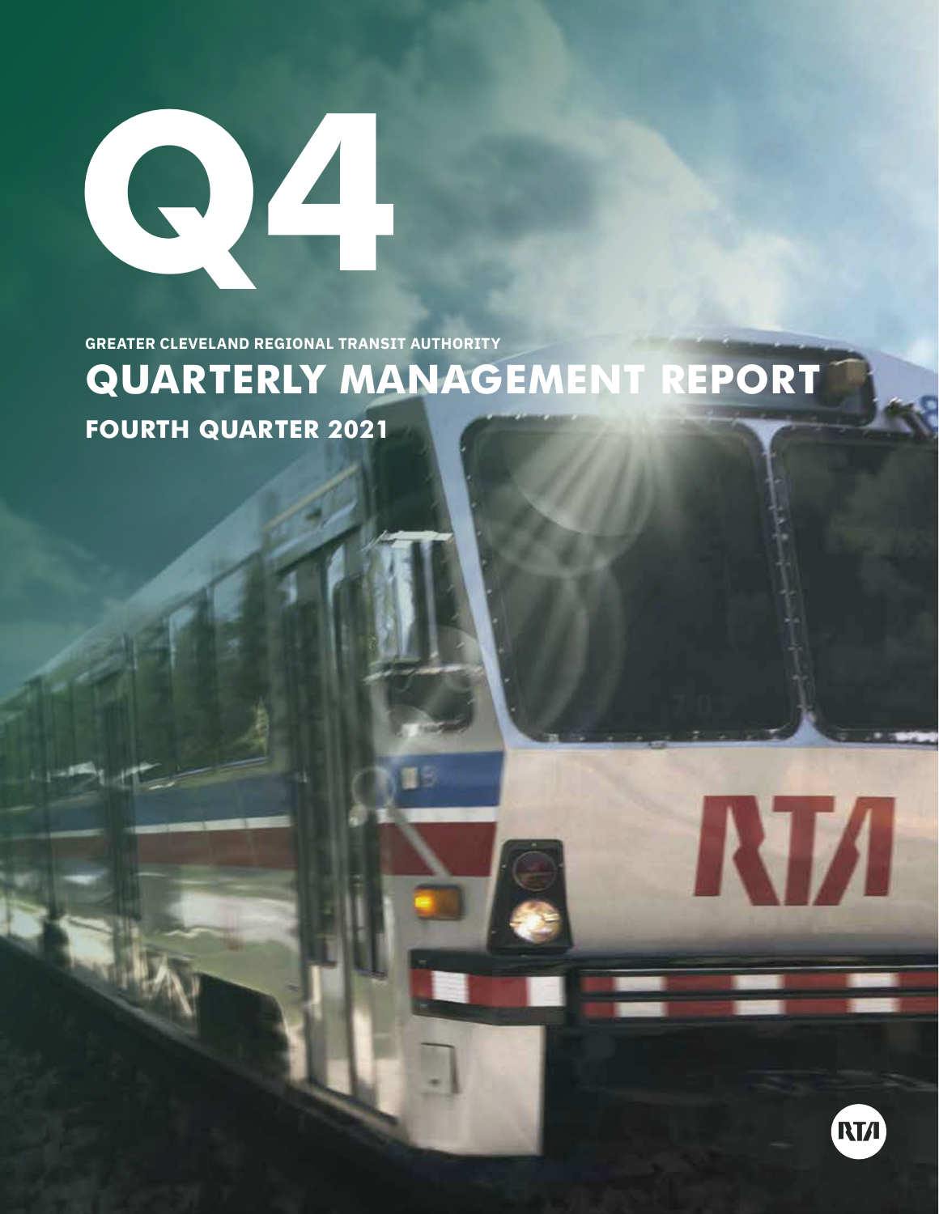# Q4

GREATER CLEVELAND REGIONAL TRANSIT AUTHORITY

# QUARTERLY MANAGEMENT REPORT

## FOURTH QUARTER 2021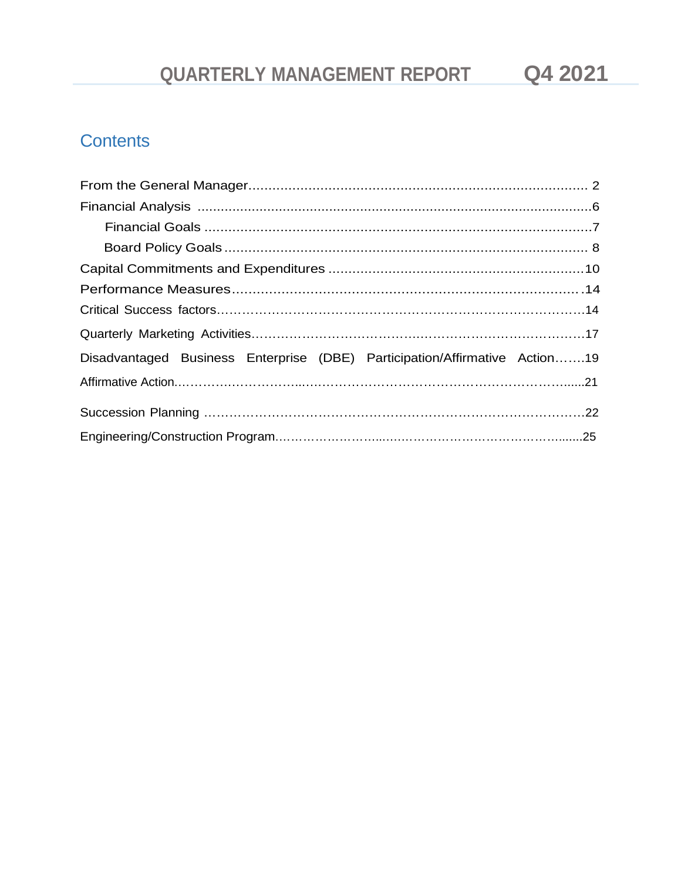# Contents

From the General Manager........................................................................................ 2

Financial Analysis ...................................................................................................6

  Financial Goals ...................................................................................................7

  Board Policy Goals ............................................................................................. 8

Capital Commitments and Expenditures ...............................................................10

Performance Measures.........................................................................................14

Critical Success factors…………………………………………………………………………14

Quarterly Marketing Activities……………………………………………………………………17

Disadvantaged Business Enterprise (DBE) Participation/Affirmative Action…….19

Affirmative Action…………………………………………………………………………………21

Succession Planning ………………………………………………………………………………22

Engineering/Construction Program……………………………………………………………...25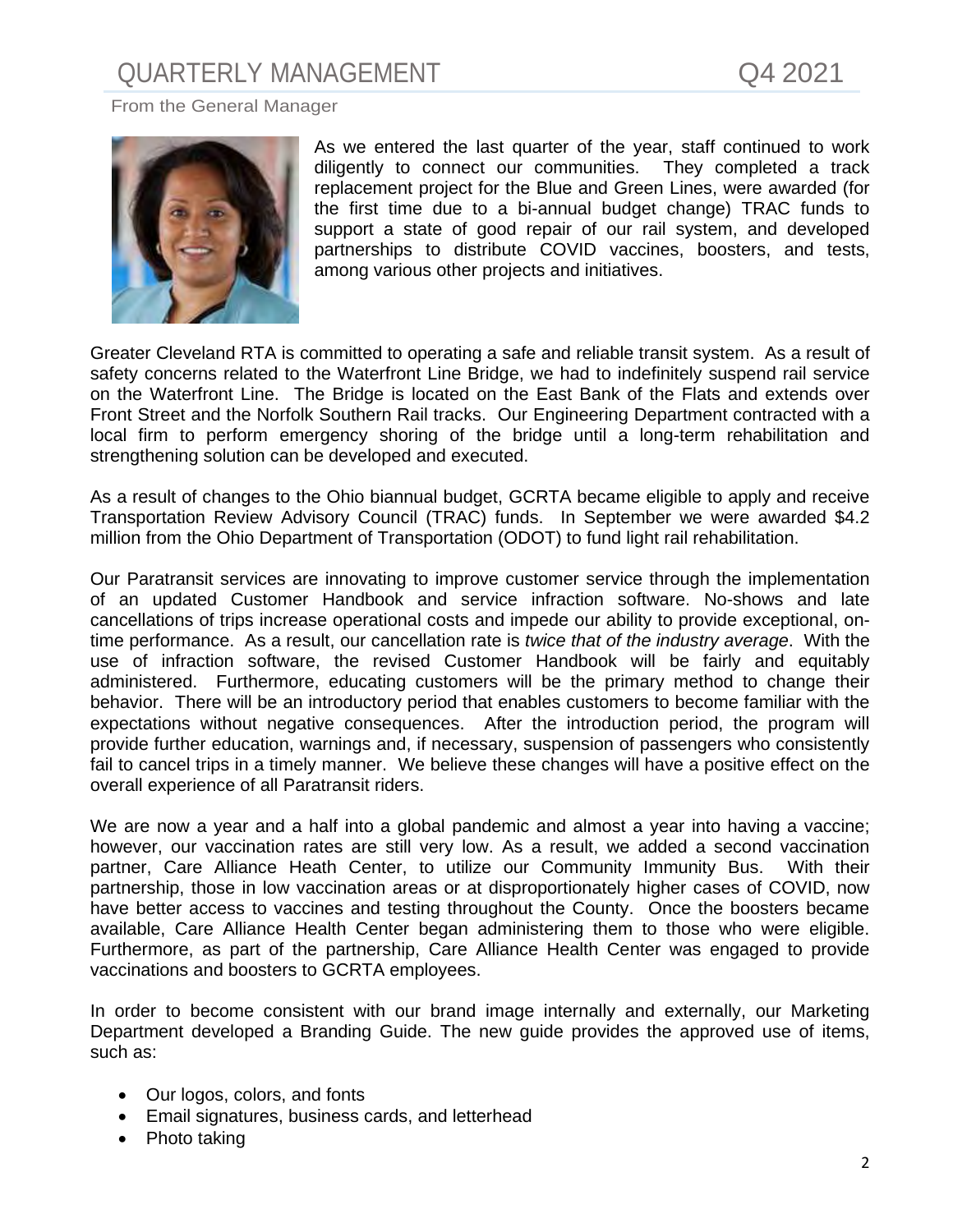# QUARTERLY MANAGEMENT Q4 2021

From the General Manager

As we entered the last quarter of the year, staff continued to work diligently to connect our communities. They completed a track replacement project for the Blue and Green Lines, were awarded (for the first time due to a bi-annual budget change) TRAC funds to support a state of good repair of our rail system, and developed partnerships to distribute COVID vaccines, boosters, and tests, among various other projects and initiatives.

Greater Cleveland RTA is committed to operating a safe and reliable transit system. As a result of safety concerns related to the Waterfront Line Bridge, we had to indefinitely suspend rail service on the Waterfront Line. The Bridge is located on the East Bank of the Flats and extends over Front Street and the Norfolk Southern Rail tracks. Our Engineering Department contracted with a local firm to perform emergency shoring of the bridge until a long-term rehabilitation and strengthening solution can be developed and executed.

As a result of changes to the Ohio biannual budget, GCRTA became eligible to apply and receive Transportation Review Advisory Council (TRAC) funds. In September we were awarded $4.2 million from the Ohio Department of Transportation (ODOT) to fund light rail rehabilitation.

Our Paratransit services are innovating to improve customer service through the implementation of an updated Customer Handbook and service infraction software. No-shows and late cancellations of trips increase operational costs and impede our ability to provide exceptional, on-time performance. As a result, our cancellation rate is *twice that of the industry average*. With the use of infraction software, the revised Customer Handbook will be fairly and equitably administered. Furthermore, educating customers will be the primary method to change their behavior. There will be an introductory period that enables customers to become familiar with the expectations without negative consequences. After the introduction period, the program will provide further education, warnings and, if necessary, suspension of passengers who consistently fail to cancel trips in a timely manner. We believe these changes will have a positive effect on the overall experience of all Paratransit riders.

We are now a year and a half into a global pandemic and almost a year into having a vaccine; however, our vaccination rates are still very low. As a result, we added a second vaccination partner, Care Alliance Heath Center, to utilize our Community Immunity Bus. With their partnership, those in low vaccination areas or at disproportionately higher cases of COVID, now have better access to vaccines and testing throughout the County. Once the boosters became available, Care Alliance Health Center began administering them to those who were eligible. Furthermore, as part of the partnership, Care Alliance Health Center was engaged to provide vaccinations and boosters to GCRTA employees.

In order to become consistent with our brand image internally and externally, our Marketing Department developed a Branding Guide. The new guide provides the approved use of items, such as:

- Our logos, colors, and fonts
- Email signatures, business cards, and letterhead
- Photo taking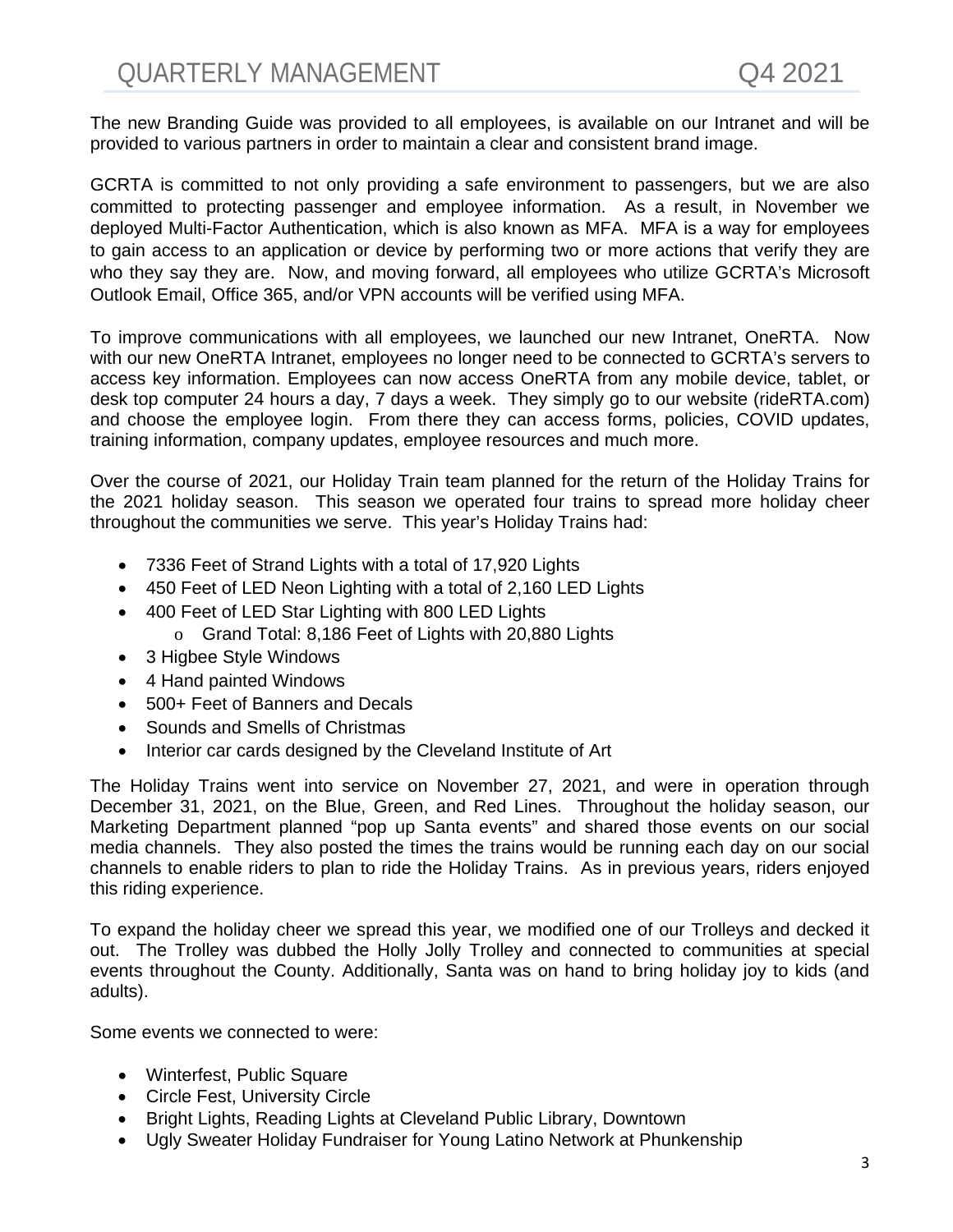The new Branding Guide was provided to all employees, is available on our Intranet and will be provided to various partners in order to maintain a clear and consistent brand image.

GCRTA is committed to not only providing a safe environment to passengers, but we are also committed to protecting passenger and employee information. As a result, in November we deployed Multi-Factor Authentication, which is also known as MFA. MFA is a way for employees to gain access to an application or device by performing two or more actions that verify they are who they say they are. Now, and moving forward, all employees who utilize GCRTA's Microsoft Outlook Email, Office 365, and/or VPN accounts will be verified using MFA.

To improve communications with all employees, we launched our new Intranet, OneRTA. Now with our new OneRTA Intranet, employees no longer need to be connected to GCRTA's servers to access key information. Employees can now access OneRTA from any mobile device, tablet, or desk top computer 24 hours a day, 7 days a week. They simply go to our website (rideRTA.com) and choose the employee login. From there they can access forms, policies, COVID updates, training information, company updates, employee resources and much more.

Over the course of 2021, our Holiday Train team planned for the return of the Holiday Trains for the 2021 holiday season. This season we operated four trains to spread more holiday cheer throughout the communities we serve. This year's Holiday Trains had:

- 7336 Feet of Strand Lights with a total of 17,920 Lights
- 450 Feet of LED Neon Lighting with a total of 2,160 LED Lights
- 400 Feet of LED Star Lighting with 800 LED Lights
  - Grand Total: 8,186 Feet of Lights with 20,880 Lights
- 3 Higbee Style Windows
- 4 Hand painted Windows
- 500+ Feet of Banners and Decals
- Sounds and Smells of Christmas
- Interior car cards designed by the Cleveland Institute of Art

The Holiday Trains went into service on November 27, 2021, and were in operation through December 31, 2021, on the Blue, Green, and Red Lines. Throughout the holiday season, our Marketing Department planned "pop up Santa events" and shared those events on our social media channels. They also posted the times the trains would be running each day on our social channels to enable riders to plan to ride the Holiday Trains. As in previous years, riders enjoyed this riding experience.

To expand the holiday cheer we spread this year, we modified one of our Trolleys and decked it out. The Trolley was dubbed the Holly Jolly Trolley and connected to communities at special events throughout the County. Additionally, Santa was on hand to bring holiday joy to kids (and adults).

Some events we connected to were:

- Winterfest, Public Square
- Circle Fest, University Circle
- Bright Lights, Reading Lights at Cleveland Public Library, Downtown
- Ugly Sweater Holiday Fundraiser for Young Latino Network at Phunkenship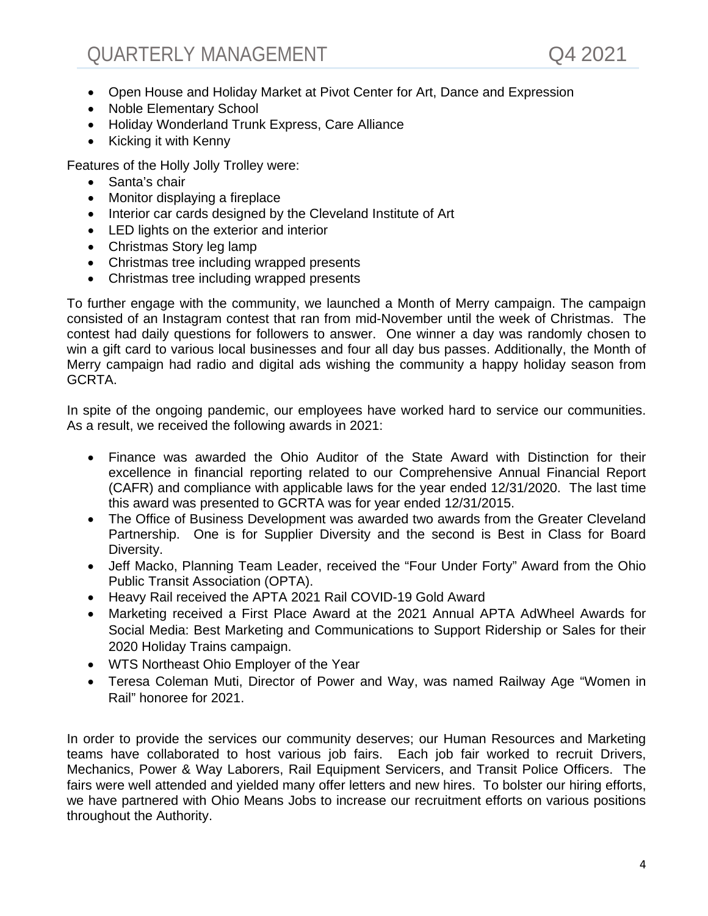- Open House and Holiday Market at Pivot Center for Art, Dance and Expression
- Noble Elementary School
- Holiday Wonderland Trunk Express, Care Alliance
- Kicking it with Kenny

Features of the Holly Jolly Trolley were:

- Santa's chair
- Monitor displaying a fireplace
- Interior car cards designed by the Cleveland Institute of Art
- LED lights on the exterior and interior
- Christmas Story leg lamp
- Christmas tree including wrapped presents
- Christmas tree including wrapped presents

To further engage with the community, we launched a Month of Merry campaign. The campaign consisted of an Instagram contest that ran from mid-November until the week of Christmas. The contest had daily questions for followers to answer. One winner a day was randomly chosen to win a gift card to various local businesses and four all day bus passes. Additionally, the Month of Merry campaign had radio and digital ads wishing the community a happy holiday season from GCRTA.

In spite of the ongoing pandemic, our employees have worked hard to service our communities. As a result, we received the following awards in 2021:

- Finance was awarded the Ohio Auditor of the State Award with Distinction for their excellence in financial reporting related to our Comprehensive Annual Financial Report (CAFR) and compliance with applicable laws for the year ended 12/31/2020. The last time this award was presented to GCRTA was for year ended 12/31/2015.
- The Office of Business Development was awarded two awards from the Greater Cleveland Partnership. One is for Supplier Diversity and the second is Best in Class for Board Diversity.
- Jeff Macko, Planning Team Leader, received the "Four Under Forty" Award from the Ohio Public Transit Association (OPTA).
- Heavy Rail received the APTA 2021 Rail COVID-19 Gold Award
- Marketing received a First Place Award at the 2021 Annual APTA AdWheel Awards for Social Media: Best Marketing and Communications to Support Ridership or Sales for their 2020 Holiday Trains campaign.
- WTS Northeast Ohio Employer of the Year
- Teresa Coleman Muti, Director of Power and Way, was named Railway Age "Women in Rail" honoree for 2021.

In order to provide the services our community deserves; our Human Resources and Marketing teams have collaborated to host various job fairs. Each job fair worked to recruit Drivers, Mechanics, Power & Way Laborers, Rail Equipment Servicers, and Transit Police Officers. The fairs were well attended and yielded many offer letters and new hires. To bolster our hiring efforts, we have partnered with Ohio Means Jobs to increase our recruitment efforts on various positions throughout the Authority.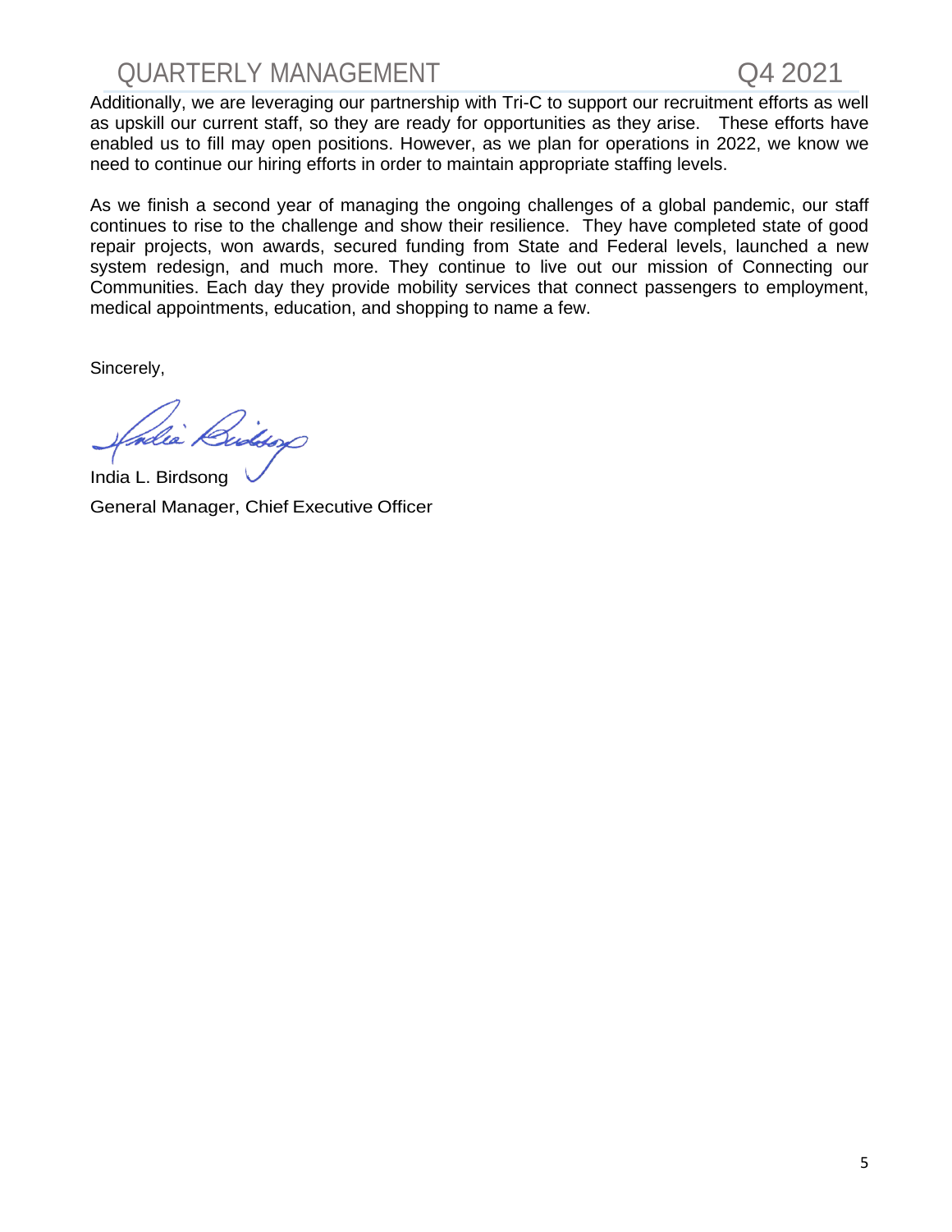Additionally, we are leveraging our partnership with Tri-C to support our recruitment efforts as well as upskill our current staff, so they are ready for opportunities as they arise. These efforts have enabled us to fill may open positions. However, as we plan for operations in 2022, we know we need to continue our hiring efforts in order to maintain appropriate staffing levels.

As we finish a second year of managing the ongoing challenges of a global pandemic, our staff continues to rise to the challenge and show their resilience. They have completed state of good repair projects, won awards, secured funding from State and Federal levels, launched a new system redesign, and much more. They continue to live out our mission of Connecting our Communities. Each day they provide mobility services that connect passengers to employment, medical appointments, education, and shopping to name a few.

Sincerely,

India L. Birdsong

General Manager, Chief Executive Officer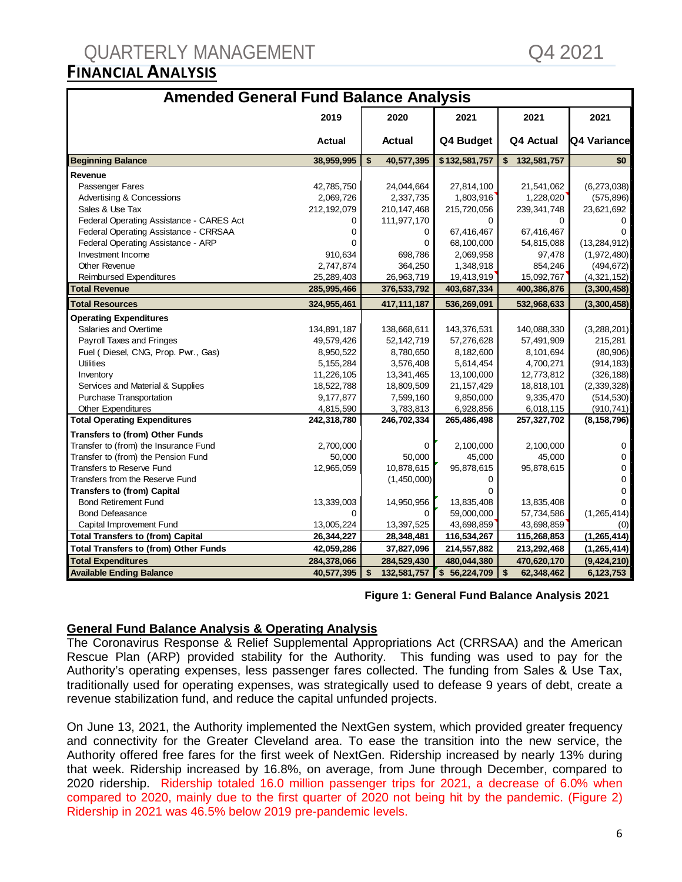# QUARTERLY MANAGEMENT Q4 2021

## FINANCIAL ANALYSIS

| Amended General Fund Balance Analysis | 2019 Actual | 2020 Actual | 2021 Q4 Budget | 2021 Q4 Actual | 2021 Q4 Variance |
|---|---|---|---|---|---|
| **Beginning Balance** | **38,959,995** | **$ 40,577,395** | **$132,581,757** | **$ 132,581,757** | **$0** |
| **Revenue** | | | | | |
| Passenger Fares | 42,785,750 | 24,044,664 | 27,814,100 | 21,541,062 | (6,273,038) |
| Advertising & Concessions | 2,069,726 | 2,337,735 | 1,803,916 | 1,228,020 | (575,896) |
| Sales & Use Tax | 212,192,079 | 210,147,468 | 215,720,056 | 239,341,748 | 23,621,692 |
| Federal Operating Assistance - CARES Act | 0 | 111,977,170 | 0 | 0 | 0 |
| Federal Operating Assistance - CRRSAA | 0 | 0 | 67,416,467 | 67,416,467 | 0 |
| Federal Operating Assistance - ARP | 0 | 0 | 68,100,000 | 54,815,088 | (13,284,912) |
| Investment Income | 910,634 | 698,786 | 2,069,958 | 97,478 | (1,972,480) |
| Other Revenue | 2,747,874 | 364,250 | 1,348,918 | 854,246 | (494,672) |
| Reimbursed Expenditures | 25,289,403 | 26,963,719 | 19,413,919 | 15,092,767 | (4,321,152) |
| **Total Revenue** | **285,995,466** | **376,533,792** | **403,687,334** | **400,386,876** | **(3,300,458)** |
| **Total Resources** | **324,955,461** | **417,111,187** | **536,269,091** | **532,968,633** | **(3,300,458)** |
| **Operating Expenditures** | | | | | |
| Salaries and Overtime | 134,891,187 | 138,668,611 | 143,376,531 | 140,088,330 | (3,288,201) |
| Payroll Taxes and Fringes | 49,579,426 | 52,142,719 | 57,276,628 | 57,491,909 | 215,281 |
| Fuel ( Diesel, CNG, Prop. Pwr., Gas) | 8,950,522 | 8,780,650 | 8,182,600 | 8,101,694 | (80,906) |
| Utilities | 5,155,284 | 3,576,408 | 5,614,454 | 4,700,271 | (914,183) |
| Inventory | 11,226,105 | 13,341,465 | 13,100,000 | 12,773,812 | (326,188) |
| Services and Material & Supplies | 18,522,788 | 18,809,509 | 21,157,429 | 18,818,101 | (2,339,328) |
| Purchase Transportation | 9,177,877 | 7,599,160 | 9,850,000 | 9,335,470 | (514,530) |
| Other Expenditures | 4,815,590 | 3,783,813 | 6,928,856 | 6,018,115 | (910,741) |
| **Total Operating Expenditures** | **242,318,780** | **246,702,334** | **265,486,498** | **257,327,702** | **(8,158,796)** |
| **Transfers to (from) Other Funds** | | | | | |
| Transfer to (from) the Insurance Fund | 2,700,000 | 0 | 2,100,000 | 2,100,000 | 0 |
| Transfer to (from) the Pension Fund | 50,000 | 50,000 | 45,000 | 45,000 | 0 |
| Transfers to Reserve Fund | 12,965,059 | 10,878,615 | 95,878,615 | 95,878,615 | 0 |
| Transfers from the Reserve Fund | | (1,450,000) | 0 | | 0 |
| **Transfers to (from) Capital** | | | 0 | | 0 |
| Bond Retirement Fund | 13,339,003 | 14,950,956 | 13,835,408 | 13,835,408 | 0 |
| Bond Defeasance | 0 | 0 | 59,000,000 | 57,734,586 | (1,265,414) |
| Capital Improvement Fund | 13,005,224 | 13,397,525 | 43,698,859 | 43,698,859 | (0) |
| **Total Transfers to (from) Capital** | **26,344,227** | **28,348,481** | **116,534,267** | **115,268,853** | **(1,265,414)** |
| **Total Transfers to (from) Other Funds** | **42,059,286** | **37,827,096** | **214,557,882** | **213,292,468** | **(1,265,414)** |
| **Total Expenditures** | **284,378,066** | **284,529,430** | **480,044,380** | **470,620,170** | **(9,424,210)** |
| **Available Ending Balance** | **40,577,395** | **$ 132,581,757** | **$ 56,224,709** | **$ 62,348,462** | **6,123,753** |

**Figure 1: General Fund Balance Analysis 2021**

**General Fund Balance Analysis & Operating Analysis**

The Coronavirus Response & Relief Supplemental Appropriations Act (CRRSAA) and the American Rescue Plan (ARP) provided stability for the Authority. This funding was used to pay for the Authority's operating expenses, less passenger fares collected. The funding from Sales & Use Tax, traditionally used for operating expenses, was strategically used to defease 9 years of debt, create a revenue stabilization fund, and reduce the capital unfunded projects.

On June 13, 2021, the Authority implemented the NextGen system, which provided greater frequency and connectivity for the Greater Cleveland area. To ease the transition into the new service, the Authority offered free fares for the first week of NextGen. Ridership increased by nearly 13% during that week. Ridership increased by 16.8%, on average, from June through December, compared to 2020 ridership. Ridership totaled 16.0 million passenger trips for 2021, a decrease of 6.0% when compared to 2020, mainly due to the first quarter of 2020 not being hit by the pandemic. (Figure 2) Ridership in 2021 was 46.5% below 2019 pre-pandemic levels.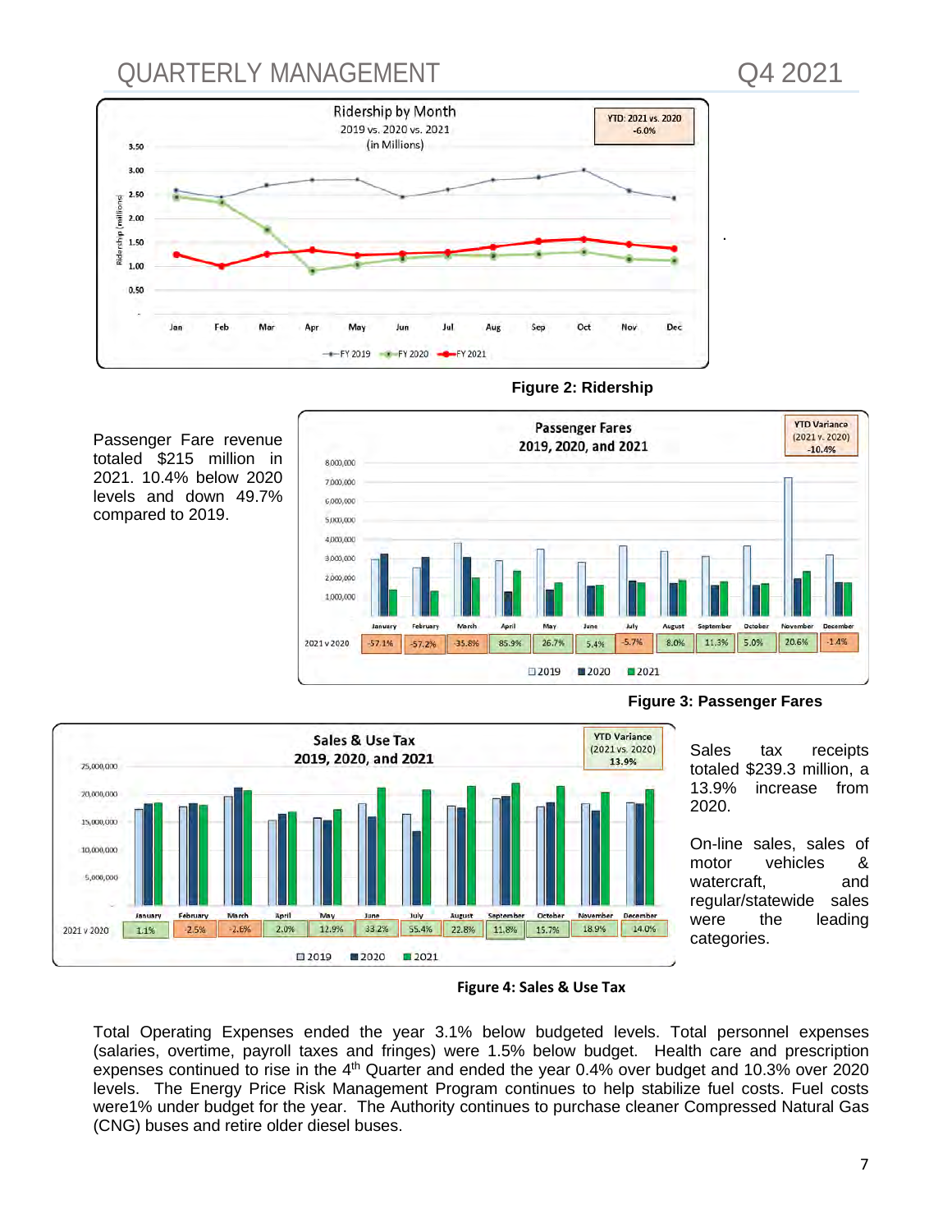Figure 2: Ridership

Passenger Fare revenue totaled $215 million in 2021. 10.4% below 2020 levels and down 49.7% compared to 2019.

Figure 3: Passenger Fares

Sales tax receipts totaled $239.3 million, a 13.9% increase from 2020.

On-line sales, sales of motor vehicles & watercraft, and regular/statewide sales were the leading categories.

**Figure 4: Sales & Use Tax**

Total Operating Expenses ended the year 3.1% below budgeted levels. Total personnel expenses (salaries, overtime, payroll taxes and fringes) were 1.5% below budget. Health care and prescription expenses continued to rise in the 4th Quarter and ended the year 0.4% over budget and 10.3% over 2020 levels. The Energy Price Risk Management Program continues to help stabilize fuel costs. Fuel costs were1% under budget for the year. The Authority continues to purchase cleaner Compressed Natural Gas (CNG) buses and retire older diesel buses.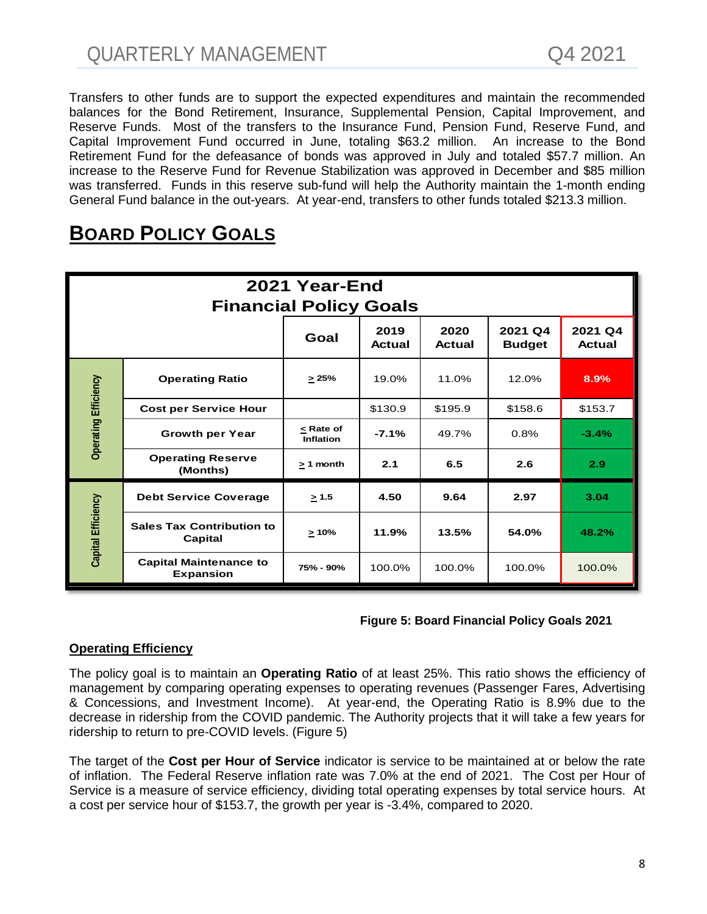Transfers to other funds are to support the expected expenditures and maintain the recommended balances for the Bond Retirement, Insurance, Supplemental Pension, Capital Improvement, and Reserve Funds. Most of the transfers to the Insurance Fund, Pension Fund, Reserve Fund, and Capital Improvement Fund occurred in June, totaling $63.2 million. An increase to the Bond Retirement Fund for the defeasance of bonds was approved in July and totaled $57.7 million. An increase to the Reserve Fund for Revenue Stabilization was approved in December and $85 million was transferred. Funds in this reserve sub-fund will help the Authority maintain the 1-month ending General Fund balance in the out-years. At year-end, transfers to other funds totaled $213.3 million.

# Board Policy Goals

| 2021 Year-End Financial Policy Goals | | | | | | |
|---|---|---|---|---|---|---|
| | | Goal | 2019 Actual | 2020 Actual | 2021 Q4 Budget | 2021 Q4 Actual |
| Operating Efficiency | Operating Ratio | ≥ 25% | 19.0% | 11.0% | 12.0% | 8.9% |
| | Cost per Service Hour | | $130.9 | $195.9 | $158.6 | $153.7 |
| | Growth per Year | ≤ Rate of Inflation | -7.1% | 49.7% | 0.8% | -3.4% |
| | Operating Reserve (Months) | ≥ 1 month | 2.1 | 6.5 | 2.6 | 2.9 |
| Capital Efficiency | Debt Service Coverage | ≥ 1.5 | 4.50 | 9.64 | 2.97 | 3.04 |
| | Sales Tax Contribution to Capital | ≥ 10% | 11.9% | 13.5% | 54.0% | 48.2% |
| | Capital Maintenance to Expansion | 75% - 90% | 100.0% | 100.0% | 100.0% | 100.0% |

**Figure 5: Board Financial Policy Goals 2021**

**Operating Efficiency**

The policy goal is to maintain an **Operating Ratio** of at least 25%. This ratio shows the efficiency of management by comparing operating expenses to operating revenues (Passenger Fares, Advertising & Concessions, and Investment Income). At year-end, the Operating Ratio is 8.9% due to the decrease in ridership from the COVID pandemic. The Authority projects that it will take a few years for ridership to return to pre-COVID levels. (Figure 5)

The target of the **Cost per Hour of Service** indicator is service to be maintained at or below the rate of inflation. The Federal Reserve inflation rate was 7.0% at the end of 2021. The Cost per Hour of Service is a measure of service efficiency, dividing total operating expenses by total service hours. At a cost per service hour of $153.7, the growth per year is -3.4%, compared to 2020.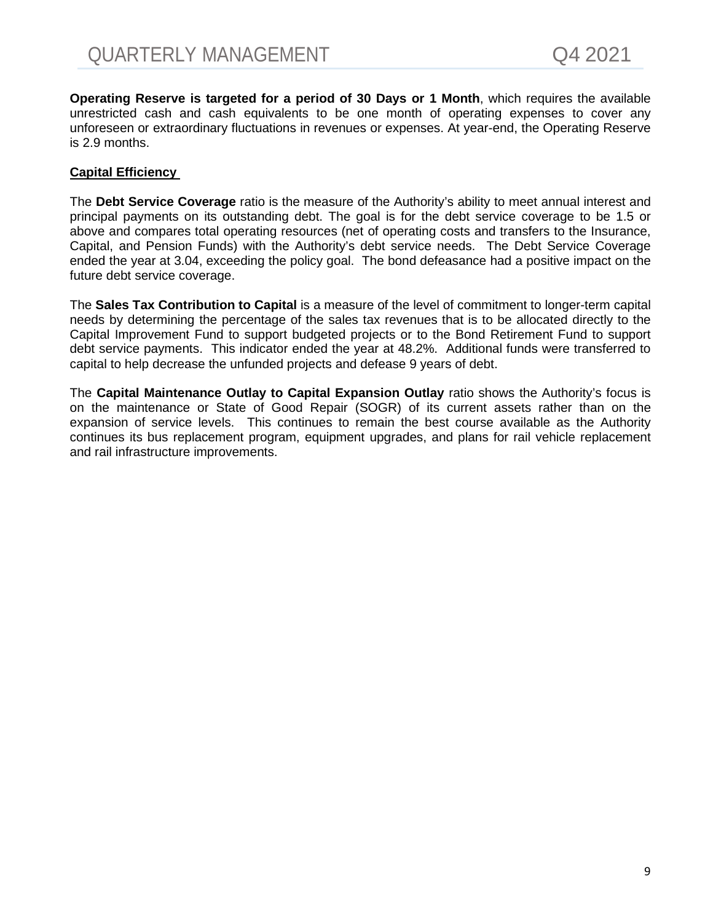**Operating Reserve is targeted for a period of 30 Days or 1 Month**, which requires the available unrestricted cash and cash equivalents to be one month of operating expenses to cover any unforeseen or extraordinary fluctuations in revenues or expenses. At year-end, the Operating Reserve is 2.9 months.

**Capital Efficiency**

The **Debt Service Coverage** ratio is the measure of the Authority's ability to meet annual interest and principal payments on its outstanding debt. The goal is for the debt service coverage to be 1.5 or above and compares total operating resources (net of operating costs and transfers to the Insurance, Capital, and Pension Funds) with the Authority's debt service needs. The Debt Service Coverage ended the year at 3.04, exceeding the policy goal. The bond defeasance had a positive impact on the future debt service coverage.

The **Sales Tax Contribution to Capital** is a measure of the level of commitment to longer-term capital needs by determining the percentage of the sales tax revenues that is to be allocated directly to the Capital Improvement Fund to support budgeted projects or to the Bond Retirement Fund to support debt service payments. This indicator ended the year at 48.2%. Additional funds were transferred to capital to help decrease the unfunded projects and defease 9 years of debt.

The **Capital Maintenance Outlay to Capital Expansion Outlay** ratio shows the Authority's focus is on the maintenance or State of Good Repair (SOGR) of its current assets rather than on the expansion of service levels. This continues to remain the best course available as the Authority continues its bus replacement program, equipment upgrades, and plans for rail vehicle replacement and rail infrastructure improvements.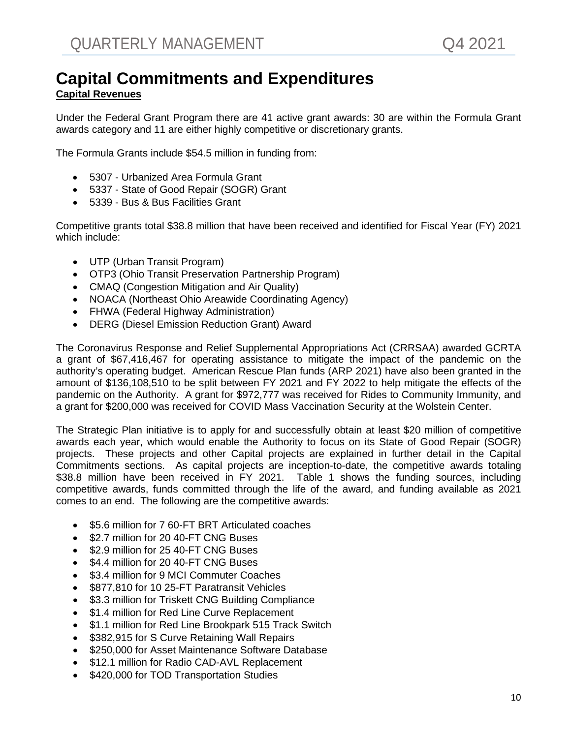# Capital Commitments and Expenditures

**Capital Revenues**

Under the Federal Grant Program there are 41 active grant awards: 30 are within the Formula Grant awards category and 11 are either highly competitive or discretionary grants.

The Formula Grants include $54.5 million in funding from:

- 5307 - Urbanized Area Formula Grant
- 5337 - State of Good Repair (SOGR) Grant
- 5339 - Bus & Bus Facilities Grant

Competitive grants total $38.8 million that have been received and identified for Fiscal Year (FY) 2021 which include:

- UTP (Urban Transit Program)
- OTP3 (Ohio Transit Preservation Partnership Program)
- CMAQ (Congestion Mitigation and Air Quality)
- NOACA (Northeast Ohio Areawide Coordinating Agency)
- FHWA (Federal Highway Administration)
- DERG (Diesel Emission Reduction Grant) Award

The Coronavirus Response and Relief Supplemental Appropriations Act (CRRSAA) awarded GCRTA a grant of $67,416,467 for operating assistance to mitigate the impact of the pandemic on the authority's operating budget. American Rescue Plan funds (ARP 2021) have also been granted in the amount of $136,108,510 to be split between FY 2021 and FY 2022 to help mitigate the effects of the pandemic on the Authority. A grant for $972,777 was received for Rides to Community Immunity, and a grant for $200,000 was received for COVID Mass Vaccination Security at the Wolstein Center.

The Strategic Plan initiative is to apply for and successfully obtain at least $20 million of competitive awards each year, which would enable the Authority to focus on its State of Good Repair (SOGR) projects. These projects and other Capital projects are explained in further detail in the Capital Commitments sections. As capital projects are inception-to-date, the competitive awards totaling $38.8 million have been received in FY 2021. Table 1 shows the funding sources, including competitive awards, funds committed through the life of the award, and funding available as 2021 comes to an end. The following are the competitive awards:

- $5.6 million for 7 60-FT BRT Articulated coaches
- $2.7 million for 20 40-FT CNG Buses
- $2.9 million for 25 40-FT CNG Buses
- $4.4 million for 20 40-FT CNG Buses
- $3.4 million for 9 MCI Commuter Coaches
- $877,810 for 10 25-FT Paratransit Vehicles
- $3.3 million for Triskett CNG Building Compliance
- $1.4 million for Red Line Curve Replacement
- $1.1 million for Red Line Brookpark 515 Track Switch
- $382,915 for S Curve Retaining Wall Repairs
- $250,000 for Asset Maintenance Software Database
- $12.1 million for Radio CAD-AVL Replacement
- $420,000 for TOD Transportation Studies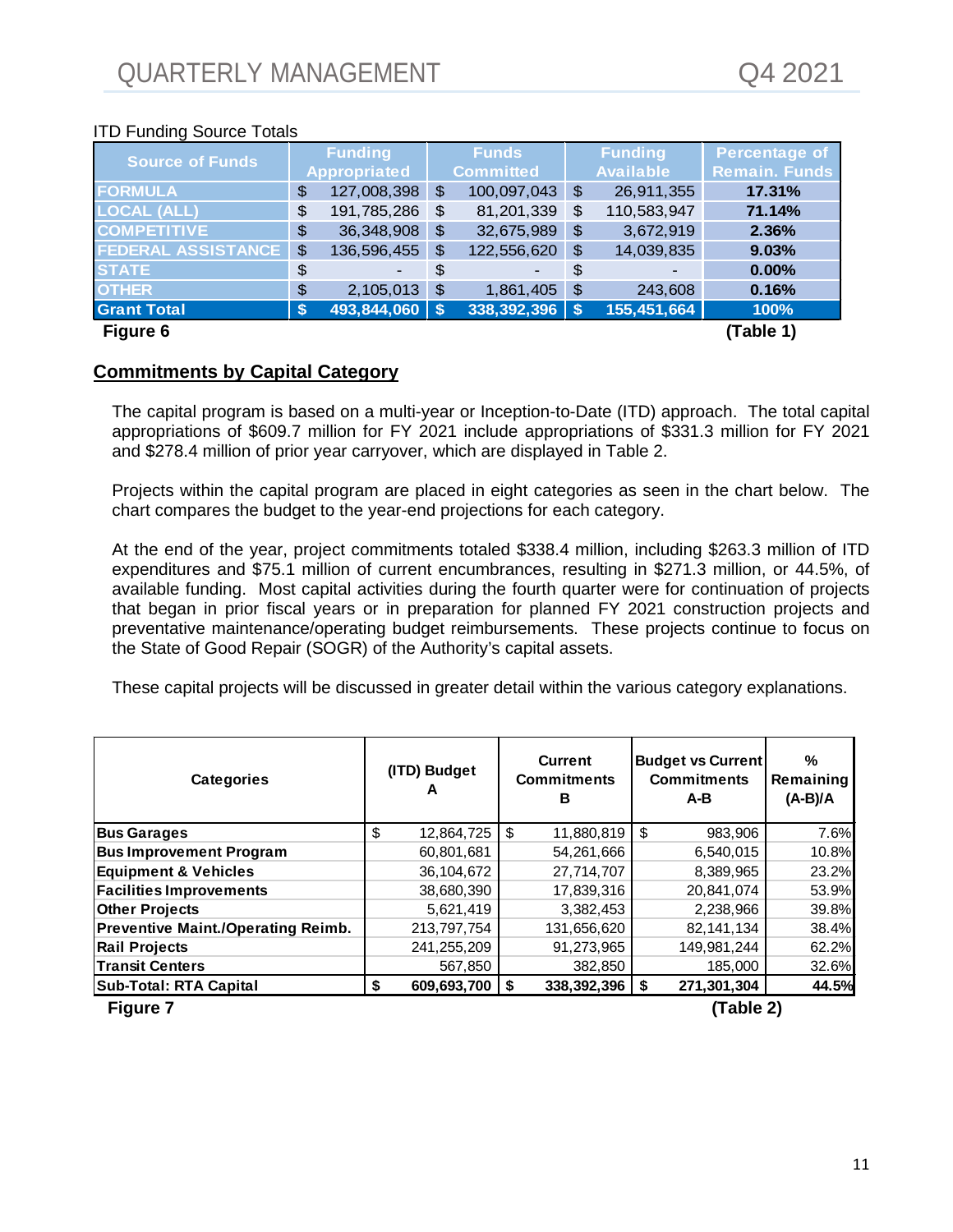ITD Funding Source Totals

| Source of Funds | Funding Appropriated | Funds Committed | Funding Available | Percentage of Remain. Funds |
|---|---|---|---|---|
| FORMULA | $ 127,008,398 | $ 100,097,043 | $ 26,911,355 | 17.31% |
| LOCAL (ALL) | $ 191,785,286 | $ 81,201,339 | $ 110,583,947 | 71.14% |
| COMPETITIVE | $ 36,348,908 | $ 32,675,989 | $ 3,672,919 | 2.36% |
| FEDERAL ASSISTANCE | $ 136,596,455 | $ 122,556,620 | $ 14,039,835 | 9.03% |
| STATE | $ - | $ - | $ - | 0.00% |
| OTHER | $ 2,105,013 | $ 1,861,405 | $ 243,608 | 0.16% |
| **Grant Total** | **$ 493,844,060** | **$ 338,392,396** | **$ 155,451,664** | **100%** |

**Figure 6** **(Table 1)**

## Commitments by Capital Category

The capital program is based on a multi-year or Inception-to-Date (ITD) approach. The total capital appropriations of $609.7 million for FY 2021 include appropriations of $331.3 million for FY 2021 and $278.4 million of prior year carryover, which are displayed in Table 2.

Projects within the capital program are placed in eight categories as seen in the chart below. The chart compares the budget to the year-end projections for each category.

At the end of the year, project commitments totaled $338.4 million, including $263.3 million of ITD expenditures and $75.1 million of current encumbrances, resulting in $271.3 million, or 44.5%, of available funding. Most capital activities during the fourth quarter were for continuation of projects that began in prior fiscal years or in preparation for planned FY 2021 construction projects and preventative maintenance/operating budget reimbursements. These projects continue to focus on the State of Good Repair (SOGR) of the Authority's capital assets.

These capital projects will be discussed in greater detail within the various category explanations.

| Categories | (ITD) Budget A | Current Commitments B | Budget vs Current Commitments A-B | % Remaining (A-B)/A |
|---|---|---|---|---|
| **Bus Garages** | $ 12,864,725 | $ 11,880,819 | $ 983,906 | 7.6% |
| **Bus Improvement Program** | 60,801,681 | 54,261,666 | 6,540,015 | 10.8% |
| **Equipment & Vehicles** | 36,104,672 | 27,714,707 | 8,389,965 | 23.2% |
| **Facilities Improvements** | 38,680,390 | 17,839,316 | 20,841,074 | 53.9% |
| **Other Projects** | 5,621,419 | 3,382,453 | 2,238,966 | 39.8% |
| **Preventive Maint./Operating Reimb.** | 213,797,754 | 131,656,620 | 82,141,134 | 38.4% |
| **Rail Projects** | 241,255,209 | 91,273,965 | 149,981,244 | 62.2% |
| **Transit Centers** | 567,850 | 382,850 | 185,000 | 32.6% |
| **Sub-Total: RTA Capital** | **$ 609,693,700** | **$ 338,392,396** | **$ 271,301,304** | **44.5%** |

**Figure 7** **(Table 2)**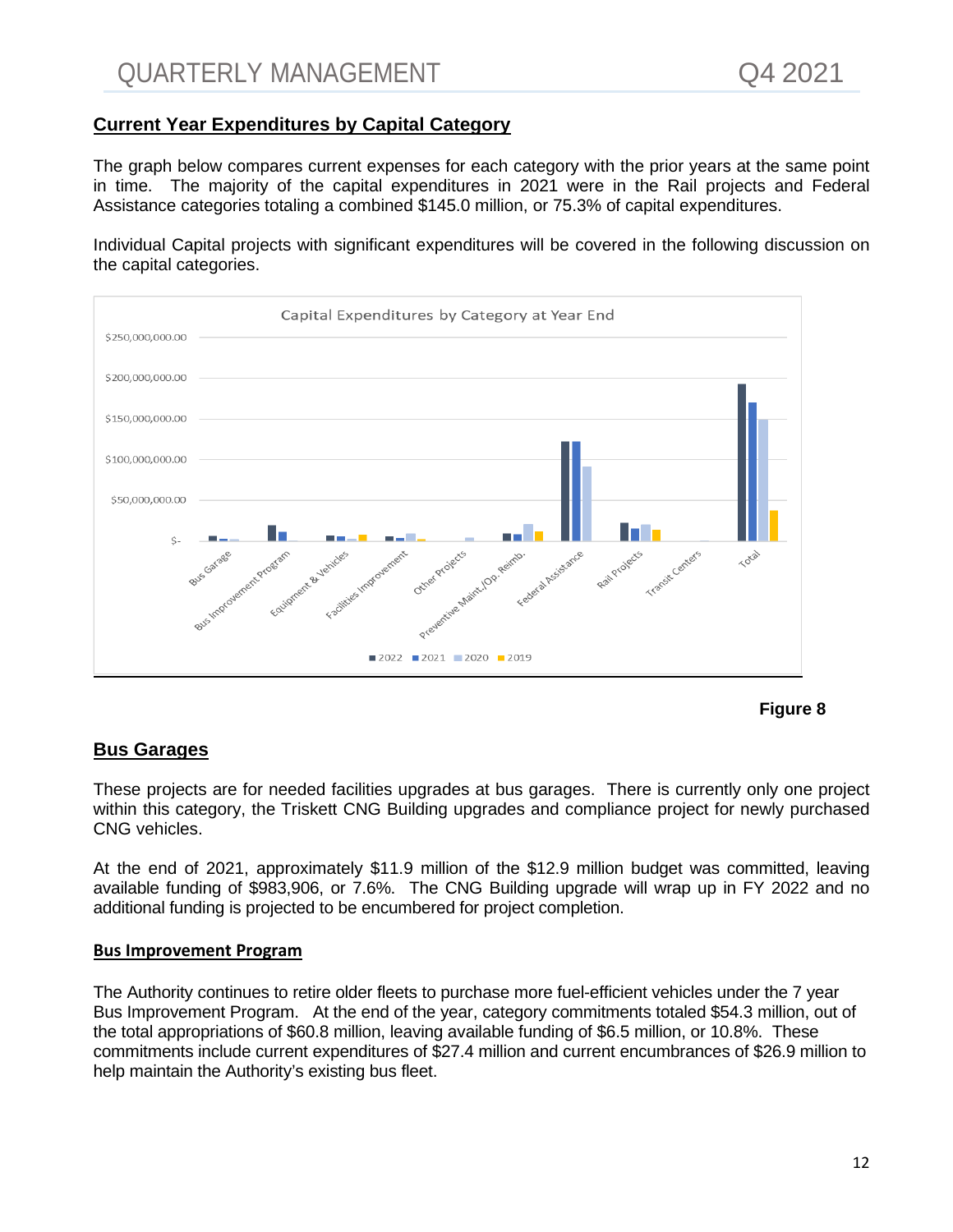## Current Year Expenditures by Capital Category

The graph below compares current expenses for each category with the prior years at the same point in time. The majority of the capital expenditures in 2021 were in the Rail projects and Federal Assistance categories totaling a combined $145.0 million, or 75.3% of capital expenditures.

Individual Capital projects with significant expenditures will be covered in the following discussion on the capital categories.

**Figure 8**

## Bus Garages

These projects are for needed facilities upgrades at bus garages. There is currently only one project within this category, the Triskett CNG Building upgrades and compliance project for newly purchased CNG vehicles.

At the end of 2021, approximately $11.9 million of the $12.9 million budget was committed, leaving available funding of $983,906, or 7.6%. The CNG Building upgrade will wrap up in FY 2022 and no additional funding is projected to be encumbered for project completion.

### Bus Improvement Program

The Authority continues to retire older fleets to purchase more fuel-efficient vehicles under the 7 year Bus Improvement Program. At the end of the year, category commitments totaled $54.3 million, out of the total appropriations of $60.8 million, leaving available funding of $6.5 million, or 10.8%. These commitments include current expenditures of $27.4 million and current encumbrances of $26.9 million to help maintain the Authority's existing bus fleet.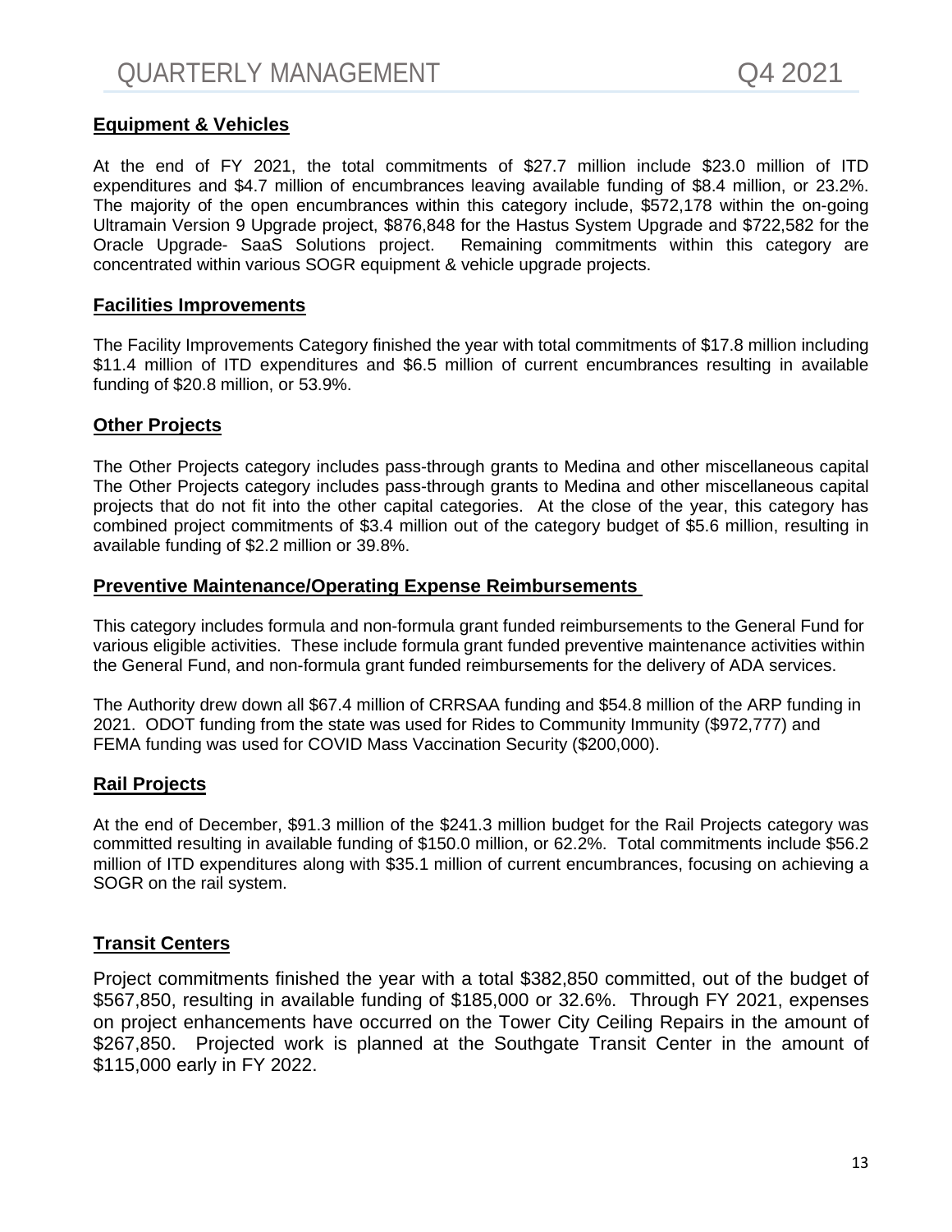## Equipment & Vehicles

At the end of FY 2021, the total commitments of $27.7 million include $23.0 million of ITD expenditures and $4.7 million of encumbrances leaving available funding of $8.4 million, or 23.2%. The majority of the open encumbrances within this category include, $572,178 within the on-going Ultramain Version 9 Upgrade project, $876,848 for the Hastus System Upgrade and $722,582 for the Oracle Upgrade- SaaS Solutions project. Remaining commitments within this category are concentrated within various SOGR equipment & vehicle upgrade projects.

## Facilities Improvements

The Facility Improvements Category finished the year with total commitments of $17.8 million including $11.4 million of ITD expenditures and $6.5 million of current encumbrances resulting in available funding of $20.8 million, or 53.9%.

## Other Projects

The Other Projects category includes pass-through grants to Medina and other miscellaneous capital The Other Projects category includes pass-through grants to Medina and other miscellaneous capital projects that do not fit into the other capital categories. At the close of the year, this category has combined project commitments of $3.4 million out of the category budget of $5.6 million, resulting in available funding of $2.2 million or 39.8%.

## Preventive Maintenance/Operating Expense Reimbursements

This category includes formula and non-formula grant funded reimbursements to the General Fund for various eligible activities. These include formula grant funded preventive maintenance activities within the General Fund, and non-formula grant funded reimbursements for the delivery of ADA services.

The Authority drew down all $67.4 million of CRRSAA funding and $54.8 million of the ARP funding in 2021. ODOT funding from the state was used for Rides to Community Immunity ($972,777) and FEMA funding was used for COVID Mass Vaccination Security ($200,000).

## Rail Projects

At the end of December, $91.3 million of the $241.3 million budget for the Rail Projects category was committed resulting in available funding of $150.0 million, or 62.2%. Total commitments include $56.2 million of ITD expenditures along with $35.1 million of current encumbrances, focusing on achieving a SOGR on the rail system.

## Transit Centers

Project commitments finished the year with a total $382,850 committed, out of the budget of $567,850, resulting in available funding of $185,000 or 32.6%. Through FY 2021, expenses on project enhancements have occurred on the Tower City Ceiling Repairs in the amount of $267,850. Projected work is planned at the Southgate Transit Center in the amount of $115,000 early in FY 2022.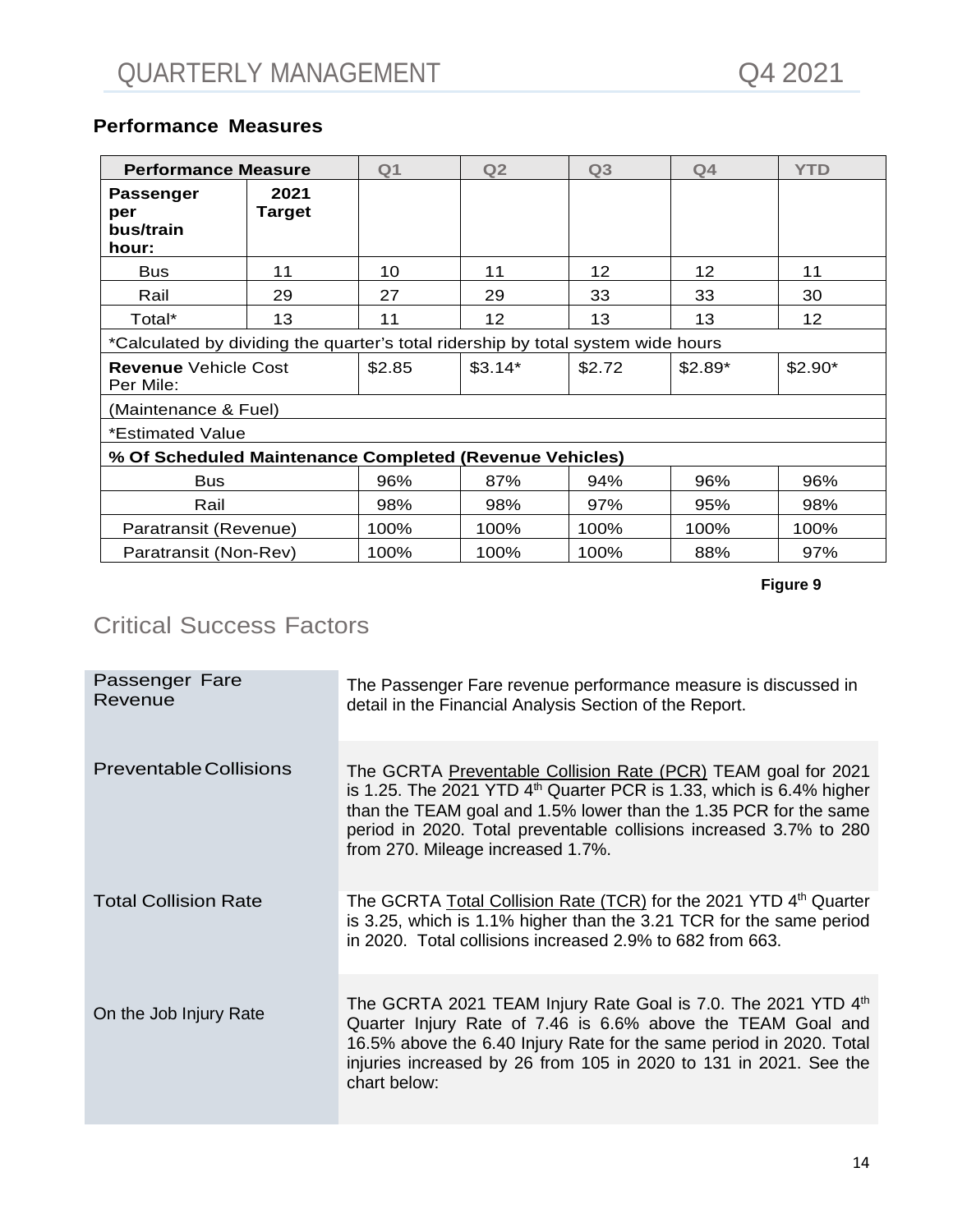## Performance Measures

| Performance Measure | | Q1 | Q2 | Q3 | Q4 | YTD |
|---|---|---|---|---|---|---|
| **Passenger per bus/train hour:** | **2021 Target** | | | | | |
| Bus | 11 | 10 | 11 | 12 | 12 | 11 |
| Rail | 29 | 27 | 29 | 33 | 33 | 30 |
| Total* | 13 | 11 | 12 | 13 | 13 | 12 |
| *Calculated by dividing the quarter's total ridership by total system wide hours | | | | | | |
| **Revenue** Vehicle Cost Per Mile: | | $2.85 | $3.14* | $2.72 | $2.89* | $2.90* |
| (Maintenance & Fuel) | | | | | | |
| *Estimated Value | | | | | | |
| **% Of Scheduled Maintenance Completed (Revenue Vehicles)** | | | | | | |
| Bus | | 96% | 87% | 94% | 96% | 96% |
| Rail | | 98% | 98% | 97% | 95% | 98% |
| Paratransit (Revenue) | | 100% | 100% | 100% | 100% | 100% |
| Paratransit (Non-Rev) | | 100% | 100% | 100% | 88% | 97% |

**Figure 9**

## Critical Success Factors

| | |
|---|---|
| Passenger Fare Revenue | The Passenger Fare revenue performance measure is discussed in detail in the Financial Analysis Section of the Report. |
| Preventable Collisions | The GCRTA Preventable Collision Rate (PCR) TEAM goal for 2021 is 1.25. The 2021 YTD 4th Quarter PCR is 1.33, which is 6.4% higher than the TEAM goal and 1.5% lower than the 1.35 PCR for the same period in 2020. Total preventable collisions increased 3.7% to 280 from 270. Mileage increased 1.7%. |
| Total Collision Rate | The GCRTA Total Collision Rate (TCR) for the 2021 YTD 4th Quarter is 3.25, which is 1.1% higher than the 3.21 TCR for the same period in 2020. Total collisions increased 2.9% to 682 from 663. |
| On the Job Injury Rate | The GCRTA 2021 TEAM Injury Rate Goal is 7.0. The 2021 YTD 4th Quarter Injury Rate of 7.46 is 6.6% above the TEAM Goal and 16.5% above the 6.40 Injury Rate for the same period in 2020. Total injuries increased by 26 from 105 in 2020 to 131 in 2021. See the chart below: |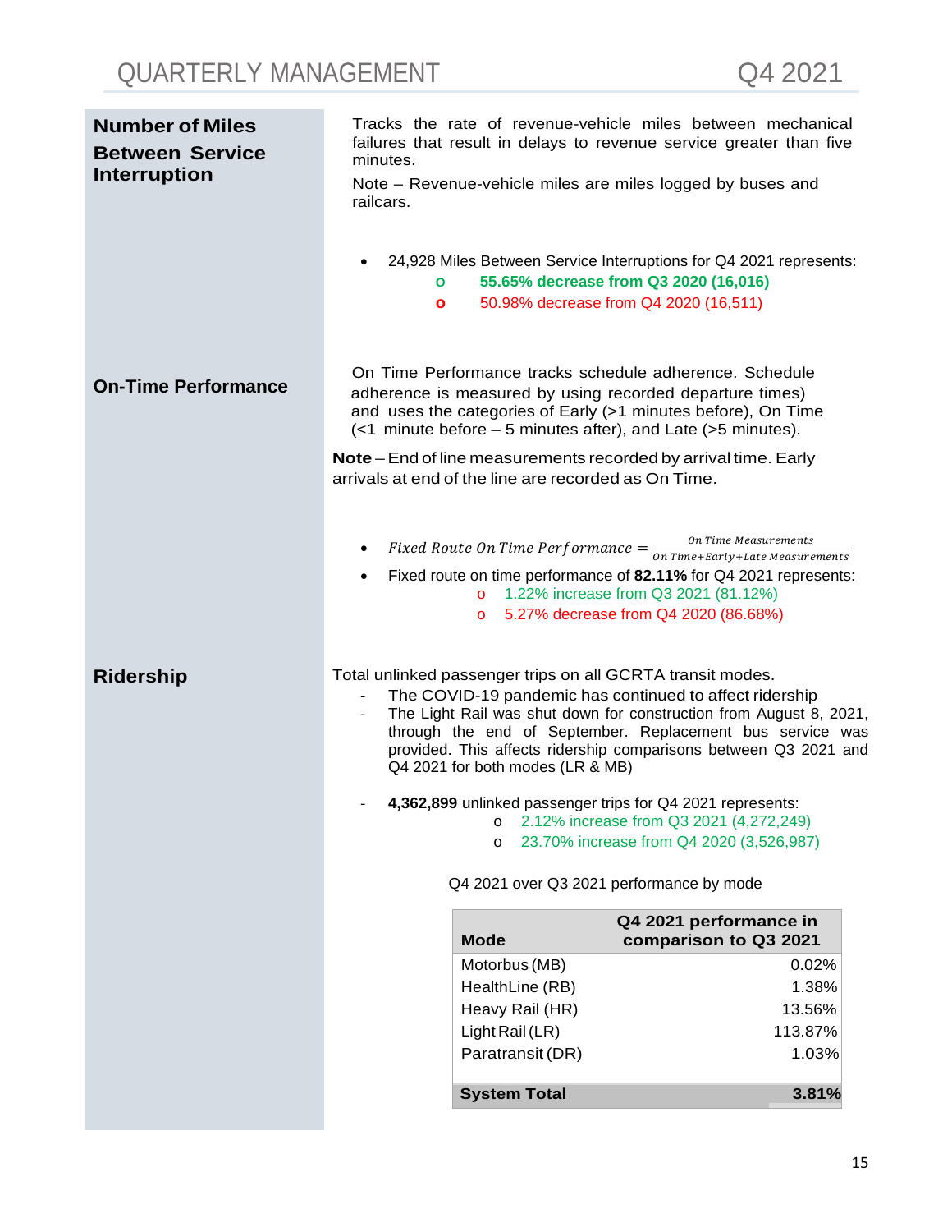## Number of Miles Between Service Interruption

Tracks the rate of revenue-vehicle miles between mechanical failures that result in delays to revenue service greater than five minutes.

Note – Revenue-vehicle miles are miles logged by buses and railcars.

- 24,928 Miles Between Service Interruptions for Q4 2021 represents:
  - **55.65% decrease from Q3 2020 (16,016)**
  - 50.98% decrease from Q4 2020 (16,511)

## On-Time Performance

On Time Performance tracks schedule adherence. Schedule adherence is measured by using recorded departure times) and uses the categories of Early (>1 minutes before), On Time (<1 minute before – 5 minutes after), and Late (>5 minutes).

**Note** – End of line measurements recorded by arrival time. Early arrivals at end of the line are recorded as On Time.

- $Fixed\ Route\ On\ Time\ Performance = \frac{On\ Time\ Measurements}{On\ Time + Early + Late\ Measurements}$
- Fixed route on time performance of **82.11%** for Q4 2021 represents:
  - 1.22% increase from Q3 2021 (81.12%)
  - 5.27% decrease from Q4 2020 (86.68%)

## Ridership

Total unlinked passenger trips on all GCRTA transit modes.

- The COVID-19 pandemic has continued to affect ridership
- The Light Rail was shut down for construction from August 8, 2021, through the end of September. Replacement bus service was provided. This affects ridership comparisons between Q3 2021 and Q4 2021 for both modes (LR & MB)

- **4,362,899** unlinked passenger trips for Q4 2021 represents:
  - 2.12% increase from Q3 2021 (4,272,249)
  - 23.70% increase from Q4 2020 (3,526,987)

Q4 2021 over Q3 2021 performance by mode

| Mode | Q4 2021 performance in comparison to Q3 2021 |
|---|---|
| Motorbus (MB) | 0.02% |
| HealthLine (RB) | 1.38% |
| Heavy Rail (HR) | 13.56% |
| Light Rail (LR) | 113.87% |
| Paratransit (DR) | 1.03% |
| **System Total** | **3.81%** |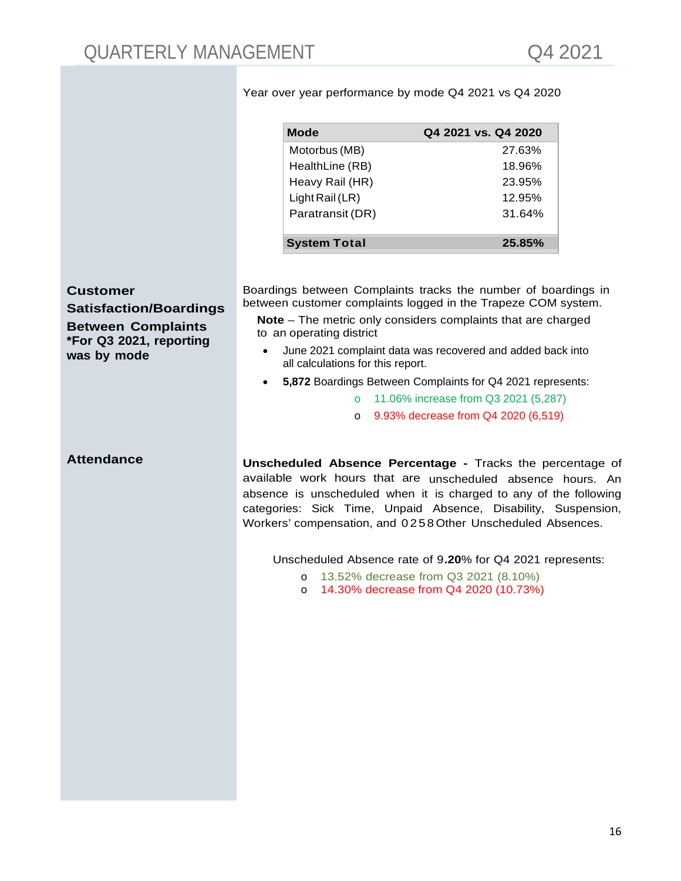Year over year performance by mode Q4 2021 vs Q4 2020

| Mode | Q4 2021 vs. Q4 2020 |
|---|---|
| Motorbus (MB) | 27.63% |
| HealthLine (RB) | 18.96% |
| Heavy Rail (HR) | 23.95% |
| Light Rail (LR) | 12.95% |
| Paratransit (DR) | 31.64% |
| **System Total** | **25.85%** |

## Customer Satisfaction/Boardings Between Complaints

**\*For Q3 2021, reporting was by mode**

Boardings between Complaints tracks the number of boardings in between customer complaints logged in the Trapeze COM system.

**Note** – The metric only considers complaints that are charged to an operating district

- June 2021 complaint data was recovered and added back into all calculations for this report.
- **5,872** Boardings Between Complaints for Q4 2021 represents:
  - 11.06% increase from Q3 2021 (5,287)
  - 9.93% decrease from Q4 2020 (6,519)

## Attendance

**Unscheduled Absence Percentage -** Tracks the percentage of available work hours that are unscheduled absence hours. An absence is unscheduled when it is charged to any of the following categories: Sick Time, Unpaid Absence, Disability, Suspension, Workers' compensation, and 0258 Other Unscheduled Absences.

Unscheduled Absence rate of 9**.20**% for Q4 2021 represents:

- 13.52% decrease from Q3 2021 (8.10%)
- 14.30% decrease from Q4 2020 (10.73%)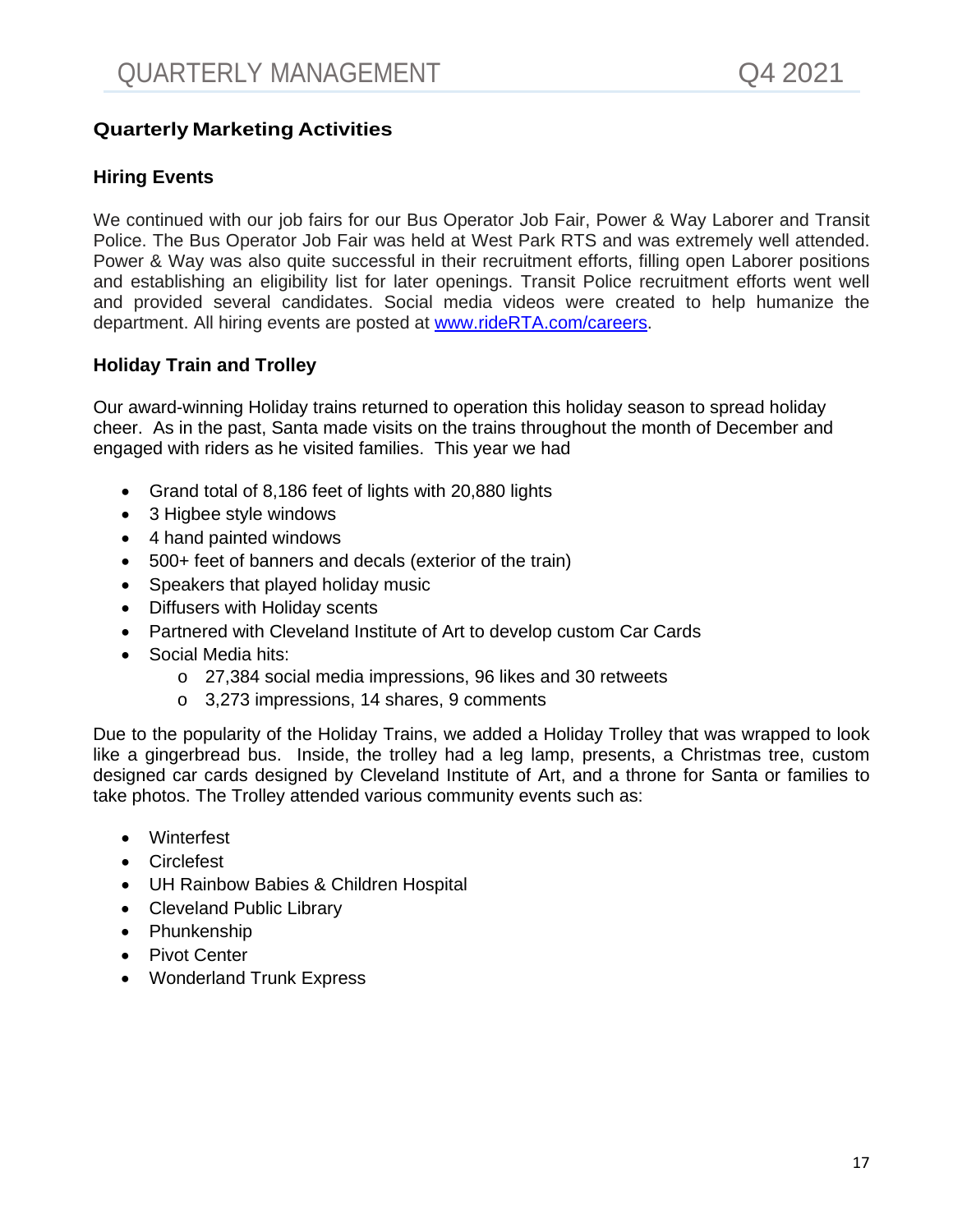## Quarterly Marketing Activities

### Hiring Events

We continued with our job fairs for our Bus Operator Job Fair, Power & Way Laborer and Transit Police. The Bus Operator Job Fair was held at West Park RTS and was extremely well attended. Power & Way was also quite successful in their recruitment efforts, filling open Laborer positions and establishing an eligibility list for later openings. Transit Police recruitment efforts went well and provided several candidates. Social media videos were created to help humanize the department. All hiring events are posted at [www.rideRTA.com/careers](www.rideRTA.com/careers).

### Holiday Train and Trolley

Our award-winning Holiday trains returned to operation this holiday season to spread holiday cheer. As in the past, Santa made visits on the trains throughout the month of December and engaged with riders as he visited families. This year we had

- Grand total of 8,186 feet of lights with 20,880 lights
- 3 Higbee style windows
- 4 hand painted windows
- 500+ feet of banners and decals (exterior of the train)
- Speakers that played holiday music
- Diffusers with Holiday scents
- Partnered with Cleveland Institute of Art to develop custom Car Cards
- Social Media hits:
  - 27,384 social media impressions, 96 likes and 30 retweets
  - 3,273 impressions, 14 shares, 9 comments

Due to the popularity of the Holiday Trains, we added a Holiday Trolley that was wrapped to look like a gingerbread bus. Inside, the trolley had a leg lamp, presents, a Christmas tree, custom designed car cards designed by Cleveland Institute of Art, and a throne for Santa or families to take photos. The Trolley attended various community events such as:

- Winterfest
- Circlefest
- UH Rainbow Babies & Children Hospital
- Cleveland Public Library
- Phunkenship
- Pivot Center
- Wonderland Trunk Express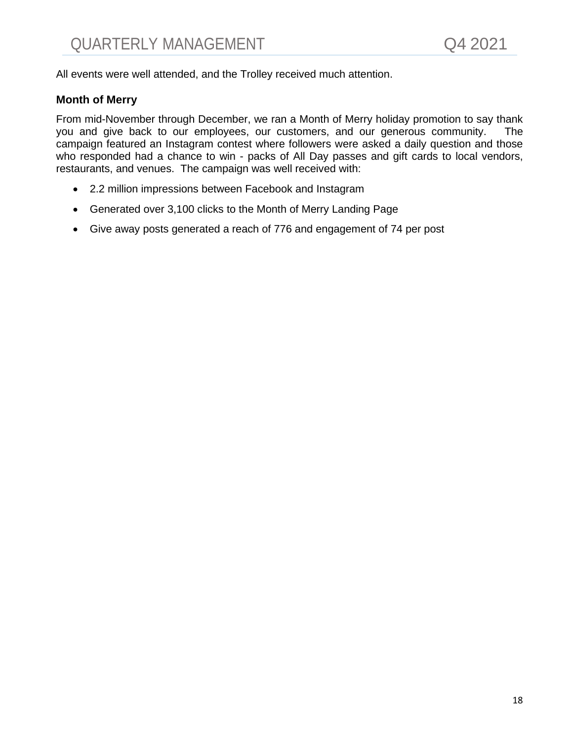All events were well attended, and the Trolley received much attention.

### Month of Merry

From mid-November through December, we ran a Month of Merry holiday promotion to say thank you and give back to our employees, our customers, and our generous community. The campaign featured an Instagram contest where followers were asked a daily question and those who responded had a chance to win - packs of All Day passes and gift cards to local vendors, restaurants, and venues. The campaign was well received with:

- 2.2 million impressions between Facebook and Instagram
- Generated over 3,100 clicks to the Month of Merry Landing Page
- Give away posts generated a reach of 776 and engagement of 74 per post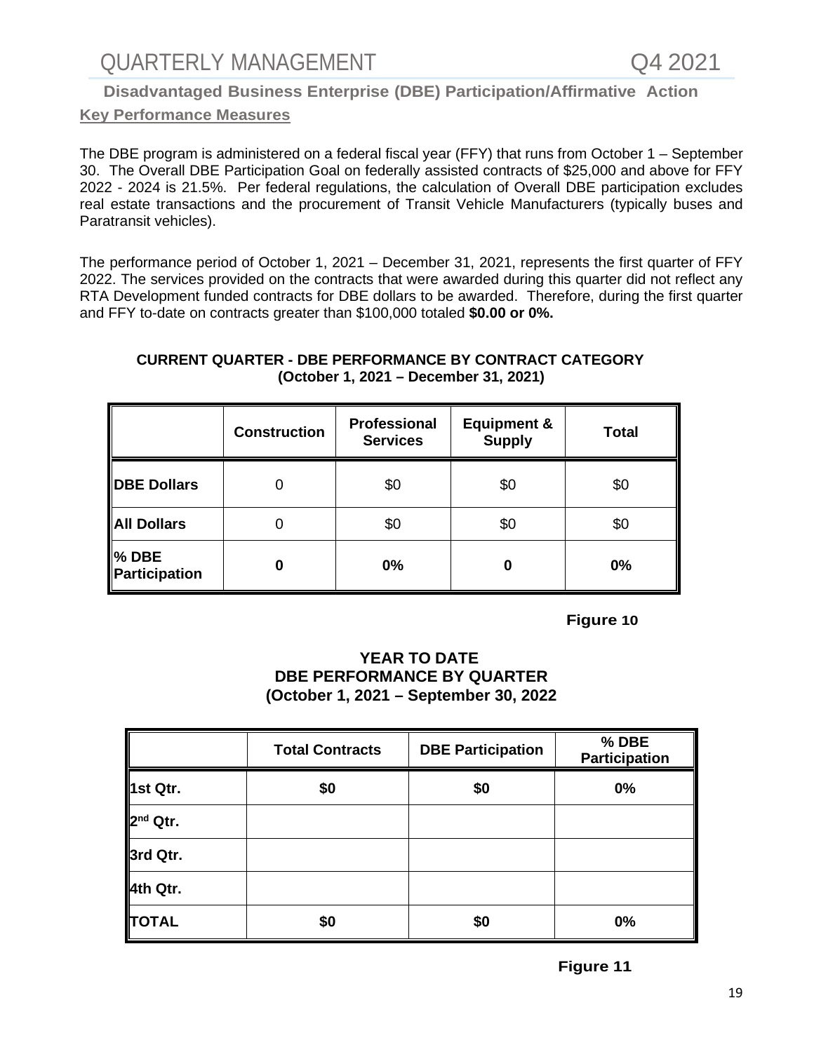## Disadvantaged Business Enterprise (DBE) Participation/Affirmative Action

**Key Performance Measures**

The DBE program is administered on a federal fiscal year (FFY) that runs from October 1 – September 30. The Overall DBE Participation Goal on federally assisted contracts of $25,000 and above for FFY 2022 - 2024 is 21.5%. Per federal regulations, the calculation of Overall DBE participation excludes real estate transactions and the procurement of Transit Vehicle Manufacturers (typically buses and Paratransit vehicles).

The performance period of October 1, 2021 – December 31, 2021, represents the first quarter of FFY 2022. The services provided on the contracts that were awarded during this quarter did not reflect any RTA Development funded contracts for DBE dollars to be awarded. Therefore, during the first quarter and FFY to-date on contracts greater than $100,000 totaled **$0.00 or 0%.**

**CURRENT QUARTER - DBE PERFORMANCE BY CONTRACT CATEGORY**
**(October 1, 2021 – December 31, 2021)**

| | Construction | Professional Services | Equipment & Supply | Total |
|---|---|---|---|---|
| **DBE Dollars** | 0 | $0 | $0 | $0 |
| **All Dollars** | 0 | $0 | $0 | $0 |
| **% DBE Participation** | **0** | **0%** | **0** | **0%** |

**Figure 10**

**YEAR TO DATE**
**DBE PERFORMANCE BY QUARTER**
**(October 1, 2021 – September 30, 2022)**

| | Total Contracts | DBE Participation | % DBE Participation |
|---|---|---|---|
| **1st Qtr.** | **$0** | **$0** | **0%** |
| **2nd Qtr.** | | | |
| **3rd Qtr.** | | | |
| **4th Qtr.** | | | |
| **TOTAL** | **$0** | **$0** | **0%** |

**Figure 11**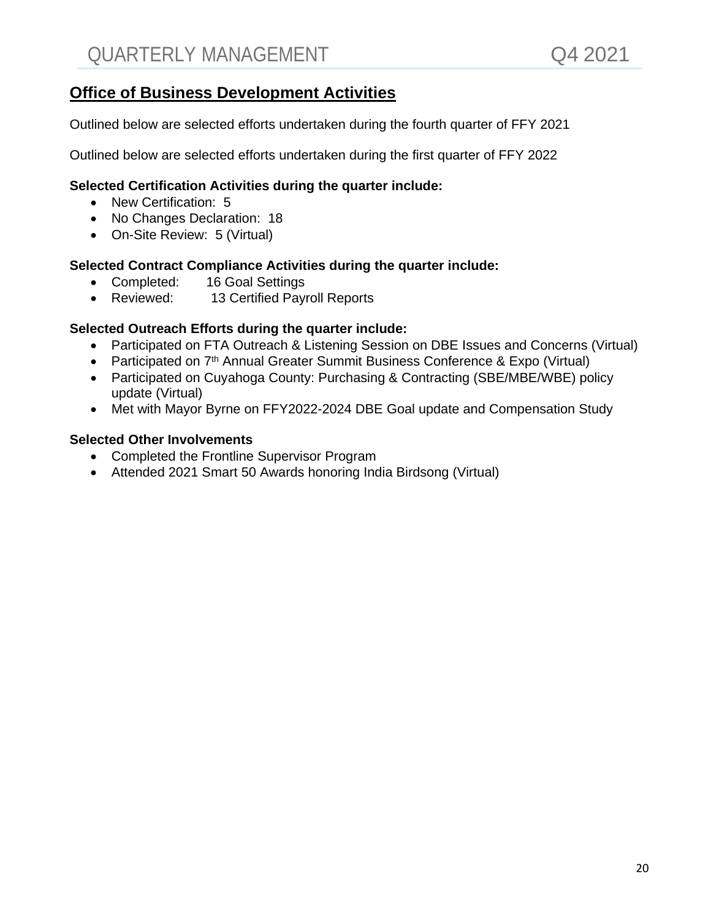## Office of Business Development Activities

Outlined below are selected efforts undertaken during the fourth quarter of FFY 2021

Outlined below are selected efforts undertaken during the first quarter of FFY 2022

**Selected Certification Activities during the quarter include:**

- New Certification: 5
- No Changes Declaration: 18
- On-Site Review: 5 (Virtual)

**Selected Contract Compliance Activities during the quarter include:**

- Completed: 16 Goal Settings
- Reviewed: 13 Certified Payroll Reports

**Selected Outreach Efforts during the quarter include:**

- Participated on FTA Outreach & Listening Session on DBE Issues and Concerns (Virtual)
- Participated on 7th Annual Greater Summit Business Conference & Expo (Virtual)
- Participated on Cuyahoga County: Purchasing & Contracting (SBE/MBE/WBE) policy update (Virtual)
- Met with Mayor Byrne on FFY2022-2024 DBE Goal update and Compensation Study

**Selected Other Involvements**

- Completed the Frontline Supervisor Program
- Attended 2021 Smart 50 Awards honoring India Birdsong (Virtual)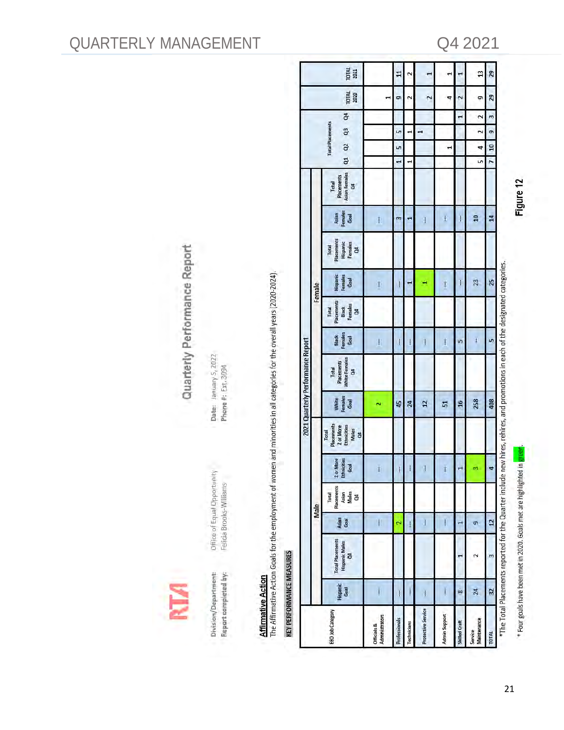**Division/Department:** Office of Equal Opportunity
**Report completed by:** Felicia Brooks-Williams

**Date:** January 5, 2022
**Phone #:** Ext. 3094

# Quarterly Performance Report

## Affirmative Action

The Affirmative Action Goals for the employment of women and minorities in all categories for the overall years (2020-2024).

**KEY PERFORMANCE MEASURES**

| | 2021 Quarterly Performance Report | | | | | | | | | | | | | | | | | | | |
|---|---|---|---|---|---|---|---|---|---|---|---|---|---|---|---|---|---|---|---|---|
| | Male | | | | | | Female | | | | | | | | Total Placements | | | | | |
| EEO Job Category | Hispanic Goal | Total Placements Hispanic Males Q4 | Asian Goal | Total Placements Asian Males Q4 | 2 or More Ethnicities Goal | Total Placements 2 or More Ethnicities Males Q4 | White Females Goal | Total Placements White Females Q4 | Black Females Goal | Total Placements Black Females Q4 | Hispanic Females Goal | Total Placements Hispanic Females Q4 | Asian Females Goal | Total Placements Asian Females Q4 | Q1 | Q2 | Q3 | Q4 | TOTAL 2020 | TOTAL 2021 |
| Officials & Administrators | --- | | --- | | --- | | 2 | | --- | | --- | | --- | | | | | | 1 | |
| Professionals | --- | | 2 | | --- | | 45 | | --- | | --- | | 3 | | 1 | 5 | 5 | | 9 | 11 |
| Technicians | --- | | --- | | --- | | 24 | | --- | | 1 | | 1 | | 1 | | 1 | | 2 | 2 |
| Protective Service | --- | | --- | | --- | | 12 | | --- | | 1 | | --- | | | | 1 | | 2 | 1 |
| Admin Support | --- | | --- | | --- | | 51 | | --- | | --- | | --- | | | 1 | | | 4 | 1 |
| Skilled Craft | 8 | 1 | 1 | | 1 | | 16 | | 5 | | --- | | --- | | | | | 1 | 2 | 1 |
| Service Maintenance | 24 | 2 | 9 | | 3 | | 258 | | --- | | 23 | | 10 | | 5 | 4 | 2 | 2 | 9 | 13 |
| TOTAL | 32 | 3 | 12 | | 4 | | 408 | | 5 | | 25 | | 14 | | 7 | 10 | 9 | 3 | 29 | 29 |

*The Total Placements reported for the Quarter include new hires, rehires, and promotions in each of the designated categories.

* Four goals have been met in 2020. Goals met are highlighted in green.

Figure 12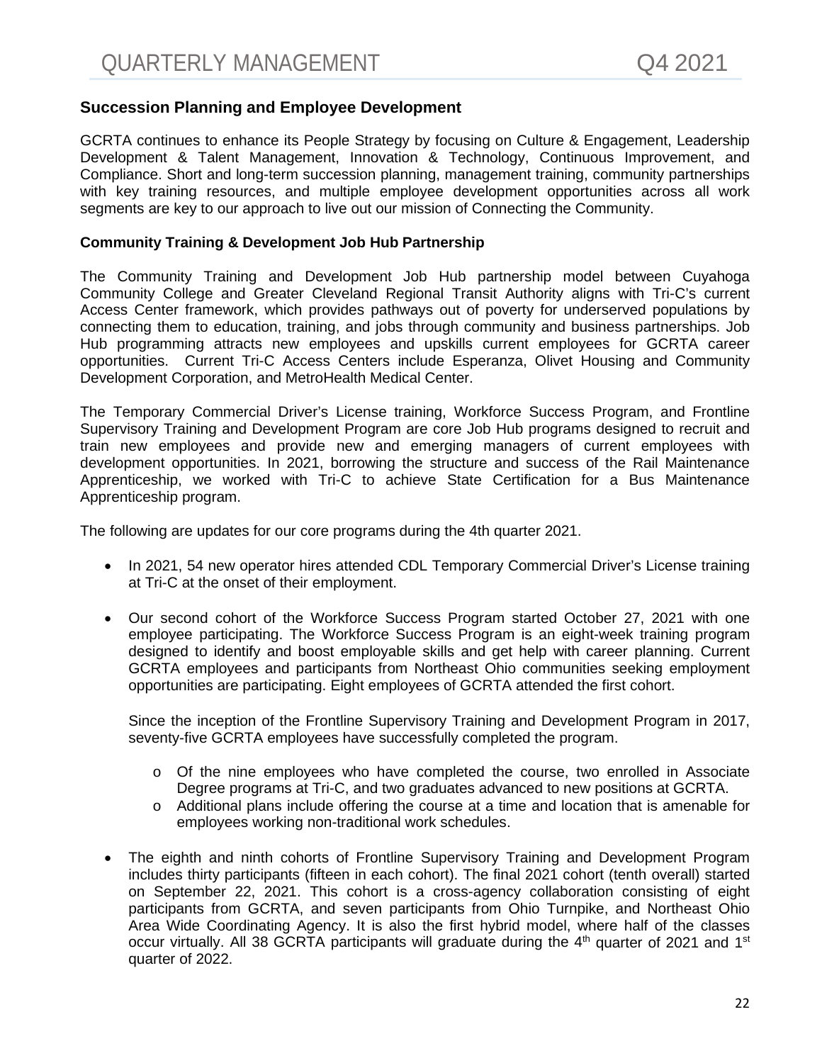## Succession Planning and Employee Development

GCRTA continues to enhance its People Strategy by focusing on Culture & Engagement, Leadership Development & Talent Management, Innovation & Technology, Continuous Improvement, and Compliance. Short and long-term succession planning, management training, community partnerships with key training resources, and multiple employee development opportunities across all work segments are key to our approach to live out our mission of Connecting the Community.

### Community Training & Development Job Hub Partnership

The Community Training and Development Job Hub partnership model between Cuyahoga Community College and Greater Cleveland Regional Transit Authority aligns with Tri-C's current Access Center framework, which provides pathways out of poverty for underserved populations by connecting them to education, training, and jobs through community and business partnerships. Job Hub programming attracts new employees and upskills current employees for GCRTA career opportunities. Current Tri-C Access Centers include Esperanza, Olivet Housing and Community Development Corporation, and MetroHealth Medical Center.

The Temporary Commercial Driver's License training, Workforce Success Program, and Frontline Supervisory Training and Development Program are core Job Hub programs designed to recruit and train new employees and provide new and emerging managers of current employees with development opportunities. In 2021, borrowing the structure and success of the Rail Maintenance Apprenticeship, we worked with Tri-C to achieve State Certification for a Bus Maintenance Apprenticeship program.

The following are updates for our core programs during the 4th quarter 2021.

- In 2021, 54 new operator hires attended CDL Temporary Commercial Driver's License training at Tri-C at the onset of their employment.

- Our second cohort of the Workforce Success Program started October 27, 2021 with one employee participating. The Workforce Success Program is an eight-week training program designed to identify and boost employable skills and get help with career planning. Current GCRTA employees and participants from Northeast Ohio communities seeking employment opportunities are participating. Eight employees of GCRTA attended the first cohort.

  Since the inception of the Frontline Supervisory Training and Development Program in 2017, seventy-five GCRTA employees have successfully completed the program.

  - Of the nine employees who have completed the course, two enrolled in Associate Degree programs at Tri-C, and two graduates advanced to new positions at GCRTA.
  - Additional plans include offering the course at a time and location that is amenable for employees working non-traditional work schedules.

- The eighth and ninth cohorts of Frontline Supervisory Training and Development Program includes thirty participants (fifteen in each cohort). The final 2021 cohort (tenth overall) started on September 22, 2021. This cohort is a cross-agency collaboration consisting of eight participants from GCRTA, and seven participants from Ohio Turnpike, and Northeast Ohio Area Wide Coordinating Agency. It is also the first hybrid model, where half of the classes occur virtually. All 38 GCRTA participants will graduate during the 4th quarter of 2021 and 1st quarter of 2022.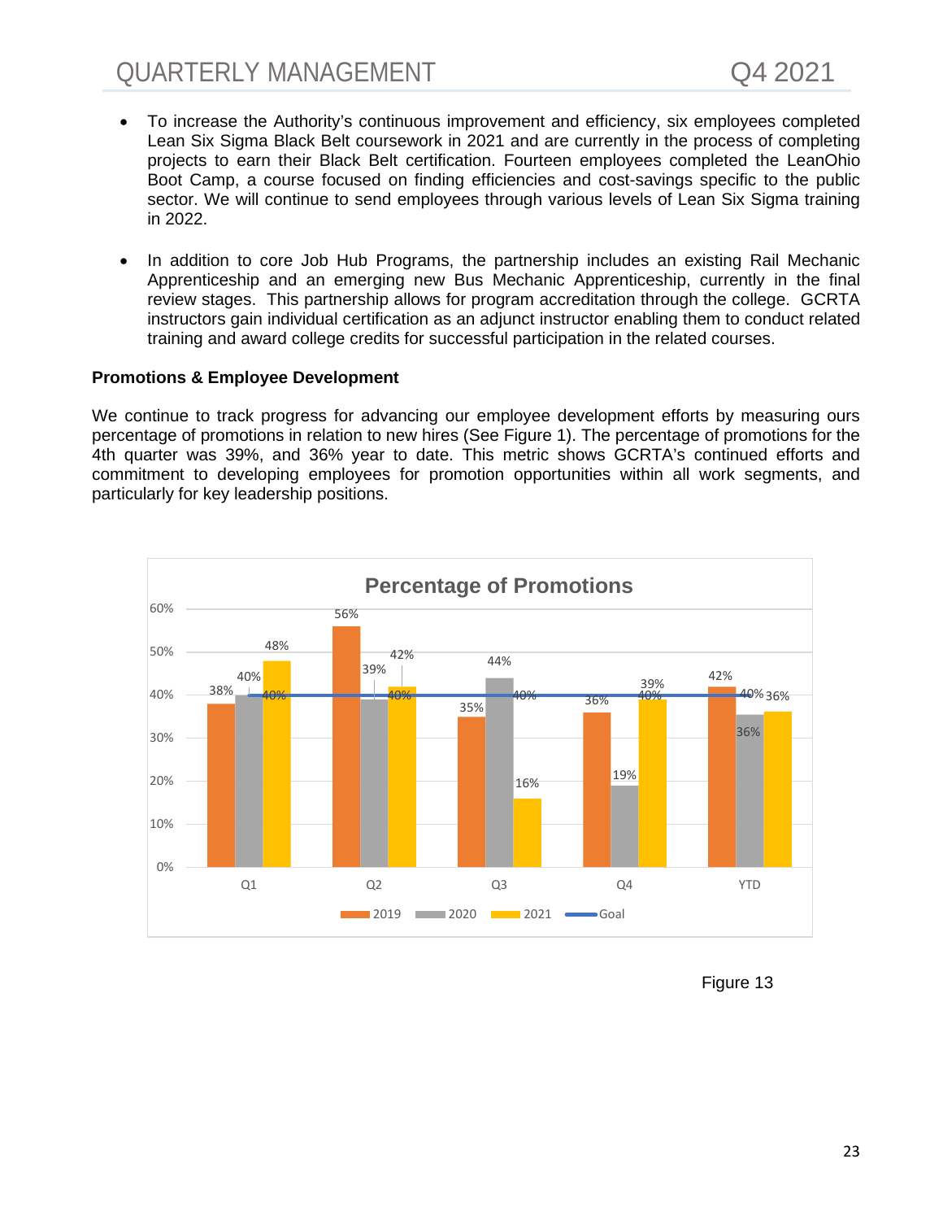- To increase the Authority's continuous improvement and efficiency, six employees completed Lean Six Sigma Black Belt coursework in 2021 and are currently in the process of completing projects to earn their Black Belt certification. Fourteen employees completed the LeanOhio Boot Camp, a course focused on finding efficiencies and cost-savings specific to the public sector. We will continue to send employees through various levels of Lean Six Sigma training in 2022.

- In addition to core Job Hub Programs, the partnership includes an existing Rail Mechanic Apprenticeship and an emerging new Bus Mechanic Apprenticeship, currently in the final review stages. This partnership allows for program accreditation through the college. GCRTA instructors gain individual certification as an adjunct instructor enabling them to conduct related training and award college credits for successful participation in the related courses.

**Promotions & Employee Development**

We continue to track progress for advancing our employee development efforts by measuring ours percentage of promotions in relation to new hires (See Figure 1). The percentage of promotions for the 4th quarter was 39%, and 36% year to date. This metric shows GCRTA's continued efforts and commitment to developing employees for promotion opportunities within all work segments, and particularly for key leadership positions.

**Percentage of Promotions**

| | 2019 | 2020 | 2021 | Goal |
|---|---|---|---|---|
| Q1 | 38% | 40% | 48% | 40% |
| Q2 | 56% | 39% | 42% | 40% |
| Q3 | 35% | 44% | 16% | 40% |
| Q4 | 36% | 19% | 39% | 40% |
| YTD | 42% | 36% | 36% | 40% |

Figure 13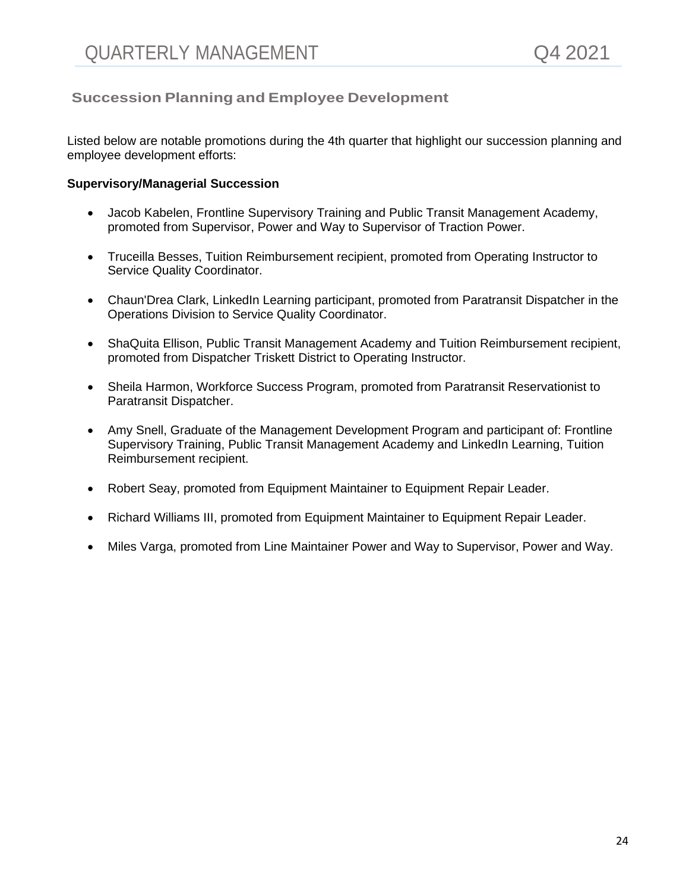## Succession Planning and Employee Development

Listed below are notable promotions during the 4th quarter that highlight our succession planning and employee development efforts:

**Supervisory/Managerial Succession**

- Jacob Kabelen, Frontline Supervisory Training and Public Transit Management Academy, promoted from Supervisor, Power and Way to Supervisor of Traction Power.
- Truceilla Besses, Tuition Reimbursement recipient, promoted from Operating Instructor to Service Quality Coordinator.
- Chaun'Drea Clark, LinkedIn Learning participant, promoted from Paratransit Dispatcher in the Operations Division to Service Quality Coordinator.
- ShaQuita Ellison, Public Transit Management Academy and Tuition Reimbursement recipient, promoted from Dispatcher Triskett District to Operating Instructor.
- Sheila Harmon, Workforce Success Program, promoted from Paratransit Reservationist to Paratransit Dispatcher.
- Amy Snell, Graduate of the Management Development Program and participant of: Frontline Supervisory Training, Public Transit Management Academy and LinkedIn Learning, Tuition Reimbursement recipient.
- Robert Seay, promoted from Equipment Maintainer to Equipment Repair Leader.
- Richard Williams III, promoted from Equipment Maintainer to Equipment Repair Leader.
- Miles Varga, promoted from Line Maintainer Power and Way to Supervisor, Power and Way.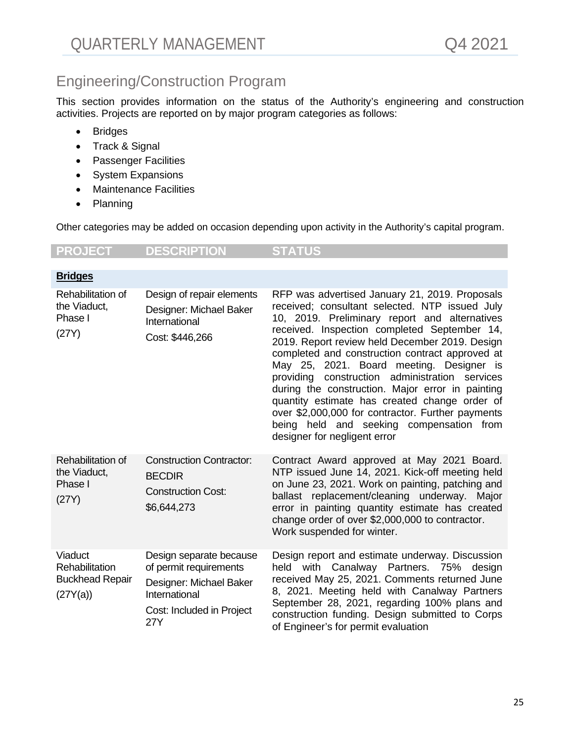## Engineering/Construction Program

This section provides information on the status of the Authority's engineering and construction activities. Projects are reported on by major program categories as follows:

- Bridges
- Track & Signal
- Passenger Facilities
- System Expansions
- Maintenance Facilities
- Planning

Other categories may be added on occasion depending upon activity in the Authority's capital program.

| PROJECT | DESCRIPTION | STATUS |
|---|---|---|
| **Bridges** | | |
| Rehabilitation of the Viaduct, Phase I (27Y) | Design of repair elements<br>Designer: Michael Baker International<br>Cost: $446,266 | RFP was advertised January 21, 2019. Proposals received; consultant selected. NTP issued July 10, 2019. Preliminary report and alternatives received. Inspection completed September 14, 2019. Report review held December 2019. Design completed and construction contract approved at May 25, 2021. Board meeting. Designer is providing construction administration services during the construction. Major error in painting quantity estimate has created change order of over $2,000,000 for contractor. Further payments being held and seeking compensation from designer for negligent error |
| Rehabilitation of the Viaduct, Phase I (27Y) | Construction Contractor: BECDIR<br>Construction Cost: $6,644,273 | Contract Award approved at May 2021 Board. NTP issued June 14, 2021. Kick-off meeting held on June 23, 2021. Work on painting, patching and ballast replacement/cleaning underway. Major error in painting quantity estimate has created change order of over $2,000,000 to contractor. Work suspended for winter. |
| Viaduct Rehabilitation Buckhead Repair (27Y(a)) | Design separate because of permit requirements<br>Designer: Michael Baker International<br>Cost: Included in Project 27Y | Design report and estimate underway. Discussion held with Canalway Partners. 75% design received May 25, 2021. Comments returned June 8, 2021. Meeting held with Canalway Partners September 28, 2021, regarding 100% plans and construction funding. Design submitted to Corps of Engineer's for permit evaluation |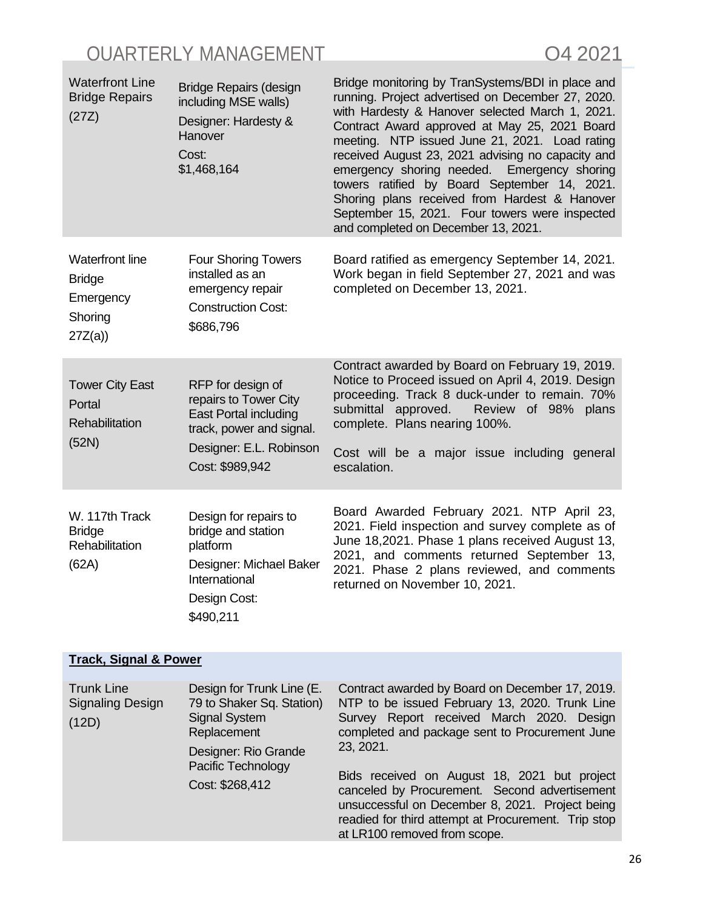| | | |
|---|---|---|
| Waterfront Line Bridge Repairs (27Z) | Bridge Repairs (design including MSE walls)<br>Designer: Hardesty & Hanover<br>Cost: $1,468,164 | Bridge monitoring by TranSystems/BDI in place and running. Project advertised on December 27, 2020. with Hardesty & Hanover selected March 1, 2021. Contract Award approved at May 25, 2021 Board meeting. NTP issued June 21, 2021. Load rating received August 23, 2021 advising no capacity and emergency shoring needed. Emergency shoring towers ratified by Board September 14, 2021. Shoring plans received from Hardest & Hanover September 15, 2021. Four towers were inspected and completed on December 13, 2021. |
| Waterfront line Bridge Emergency Shoring 27Z(a)) | Four Shoring Towers installed as an emergency repair<br>Construction Cost: $686,796 | Board ratified as emergency September 14, 2021. Work began in field September 27, 2021 and was completed on December 13, 2021. |
| Tower City East Portal Rehabilitation (52N) | RFP for design of repairs to Tower City East Portal including track, power and signal.<br>Designer: E.L. Robinson<br>Cost: $989,942 | Contract awarded by Board on February 19, 2019. Notice to Proceed issued on April 4, 2019. Design proceeding. Track 8 duck-under to remain. 70% submittal approved. Review of 98% plans complete. Plans nearing 100%.<br>Cost will be a major issue including general escalation. |
| W. 117th Track Bridge Rehabilitation (62A) | Design for repairs to bridge and station platform<br>Designer: Michael Baker International<br>Design Cost: $490,211 | Board Awarded February 2021. NTP April 23, 2021. Field inspection and survey complete as of June 18,2021. Phase 1 plans received August 13, 2021, and comments returned September 13, 2021. Phase 2 plans reviewed, and comments returned on November 10, 2021. |

**Track, Signal & Power**

| | | |
|---|---|---|
| Trunk Line Signaling Design (12D) | Design for Trunk Line (E. 79 to Shaker Sq. Station) Signal System Replacement<br>Designer: Rio Grande Pacific Technology<br>Cost: $268,412 | Contract awarded by Board on December 17, 2019. NTP to be issued February 13, 2020. Trunk Line Survey Report received March 2020. Design completed and package sent to Procurement June 23, 2021.<br>Bids received on August 18, 2021 but project canceled by Procurement. Second advertisement unsuccessful on December 8, 2021. Project being readied for third attempt at Procurement. Trip stop at LR100 removed from scope. |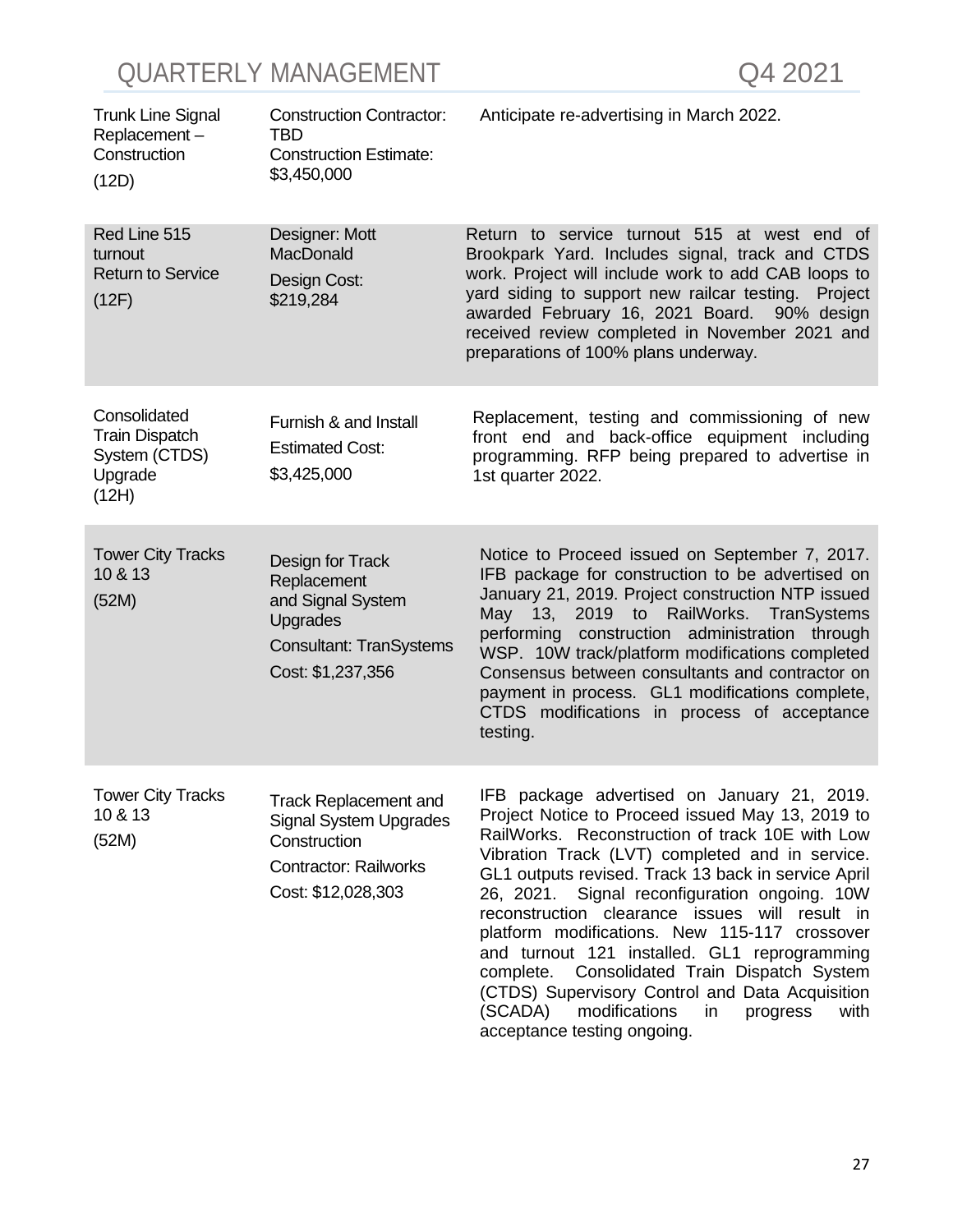| Project | Contract / Cost | Status |
|---|---|---|
| Trunk Line Signal Replacement – Construction (12D) | Construction Contractor: TBD<br>Construction Estimate: $3,450,000 | Anticipate re-advertising in March 2022. |
| Red Line 515 turnout Return to Service (12F) | Designer: Mott MacDonald<br>Design Cost: $219,284 | Return to service turnout 515 at west end of Brookpark Yard. Includes signal, track and CTDS work. Project will include work to add CAB loops to yard siding to support new railcar testing. Project awarded February 16, 2021 Board. 90% design received review completed in November 2021 and preparations of 100% plans underway. |
| Consolidated Train Dispatch System (CTDS) Upgrade (12H) | Furnish & and Install<br>Estimated Cost: $3,425,000 | Replacement, testing and commissioning of new front end and back-office equipment including programming. RFP being prepared to advertise in 1st quarter 2022. |
| Tower City Tracks 10 & 13 (52M) | Design for Track Replacement and Signal System Upgrades<br>Consultant: TranSystems<br>Cost: $1,237,356 | Notice to Proceed issued on September 7, 2017. IFB package for construction to be advertised on January 21, 2019. Project construction NTP issued May 13, 2019 to RailWorks. TranSystems performing construction administration through WSP. 10W track/platform modifications completed Consensus between consultants and contractor on payment in process. GL1 modifications complete, CTDS modifications in process of acceptance testing. |
| Tower City Tracks 10 & 13 (52M) | Track Replacement and Signal System Upgrades Construction<br>Contractor: Railworks<br>Cost: $12,028,303 | IFB package advertised on January 21, 2019. Project Notice to Proceed issued May 13, 2019 to RailWorks. Reconstruction of track 10E with Low Vibration Track (LVT) completed and in service. GL1 outputs revised. Track 13 back in service April 26, 2021. Signal reconfiguration ongoing. 10W reconstruction clearance issues will result in platform modifications. New 115-117 crossover and turnout 121 installed. GL1 reprogramming complete. Consolidated Train Dispatch System (CTDS) Supervisory Control and Data Acquisition (SCADA) modifications in progress with acceptance testing ongoing. |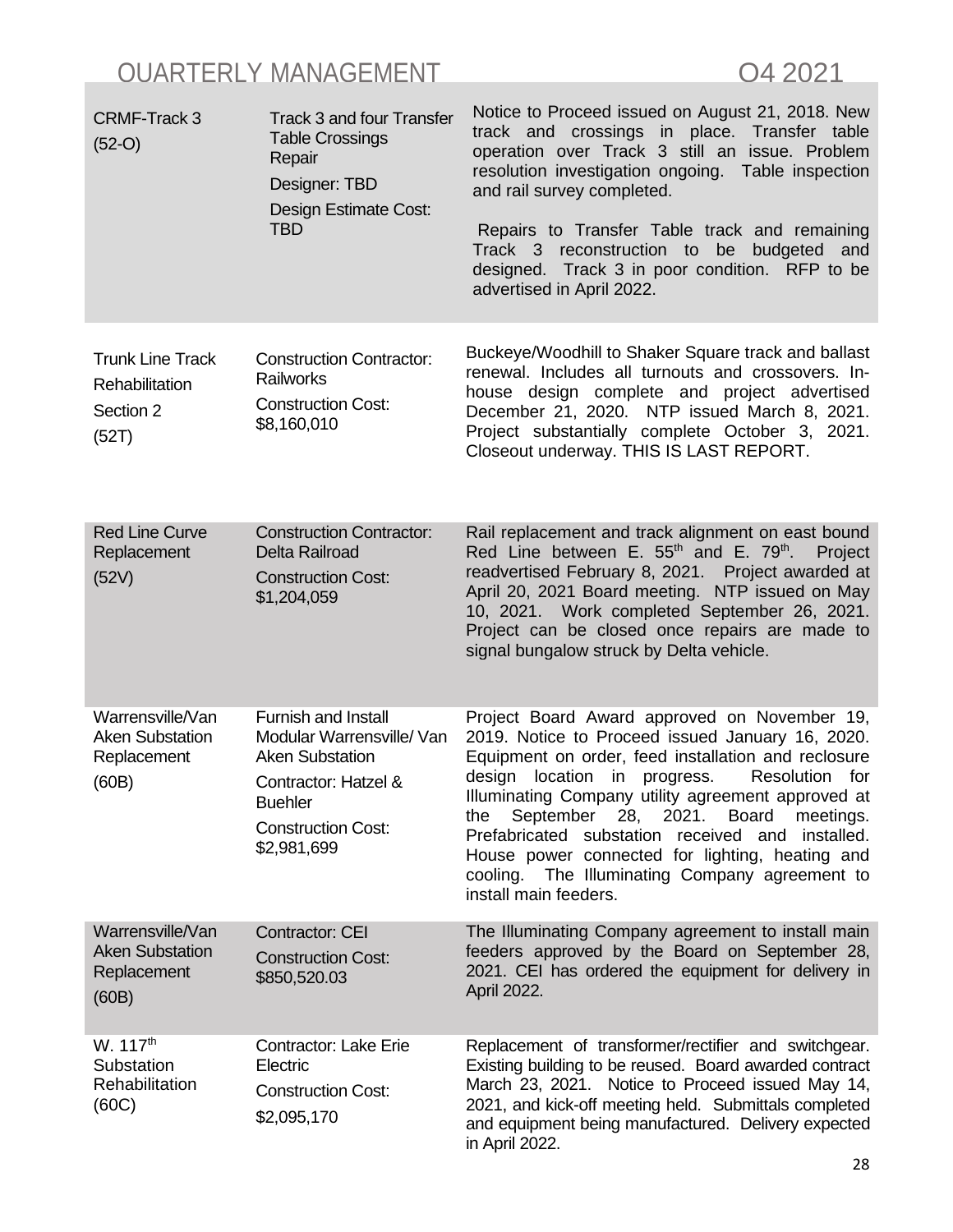| | | |
|---|---|---|
| CRMF-Track 3<br>(52-O) | Track 3 and four Transfer Table Crossings Repair<br>Designer: TBD<br>Design Estimate Cost: TBD | Notice to Proceed issued on August 21, 2018. New track and crossings in place. Transfer table operation over Track 3 still an issue. Problem resolution investigation ongoing. Table inspection and rail survey completed.<br><br>Repairs to Transfer Table track and remaining Track 3 reconstruction to be budgeted and designed. Track 3 in poor condition. RFP to be advertised in April 2022. |
| Trunk Line Track Rehabilitation Section 2<br>(52T) | Construction Contractor: Railworks<br>Construction Cost: $8,160,010 | Buckeye/Woodhill to Shaker Square track and ballast renewal. Includes all turnouts and crossovers. In-house design complete and project advertised December 21, 2020. NTP issued March 8, 2021. Project substantially complete October 3, 2021. Closeout underway. THIS IS LAST REPORT. |
| Red Line Curve Replacement<br>(52V) | Construction Contractor: Delta Railroad<br>Construction Cost: $1,204,059 | Rail replacement and track alignment on east bound Red Line between E. 55th and E. 79th. Project readvertised February 8, 2021. Project awarded at April 20, 2021 Board meeting. NTP issued on May 10, 2021. Work completed September 26, 2021. Project can be closed once repairs are made to signal bungalow struck by Delta vehicle. |
| Warrensville/Van Aken Substation Replacement<br>(60B) | Furnish and Install Modular Warrensville/ Van Aken Substation<br>Contractor: Hatzel & Buehler<br>Construction Cost: $2,981,699 | Project Board Award approved on November 19, 2019. Notice to Proceed issued January 16, 2020. Equipment on order, feed installation and reclosure design location in progress. Resolution for Illuminating Company utility agreement approved at the September 28, 2021. Board meetings. Prefabricated substation received and installed. House power connected for lighting, heating and cooling. The Illuminating Company agreement to install main feeders. |
| Warrensville/Van Aken Substation Replacement<br>(60B) | Contractor: CEI<br>Construction Cost: $850,520.03 | The Illuminating Company agreement to install main feeders approved by the Board on September 28, 2021. CEI has ordered the equipment for delivery in April 2022. |
| W. 117th Substation Rehabilitation<br>(60C) | Contractor: Lake Erie Electric<br>Construction Cost: $2,095,170 | Replacement of transformer/rectifier and switchgear. Existing building to be reused. Board awarded contract March 23, 2021. Notice to Proceed issued May 14, 2021, and kick-off meeting held. Submittals completed and equipment being manufactured. Delivery expected in April 2022. |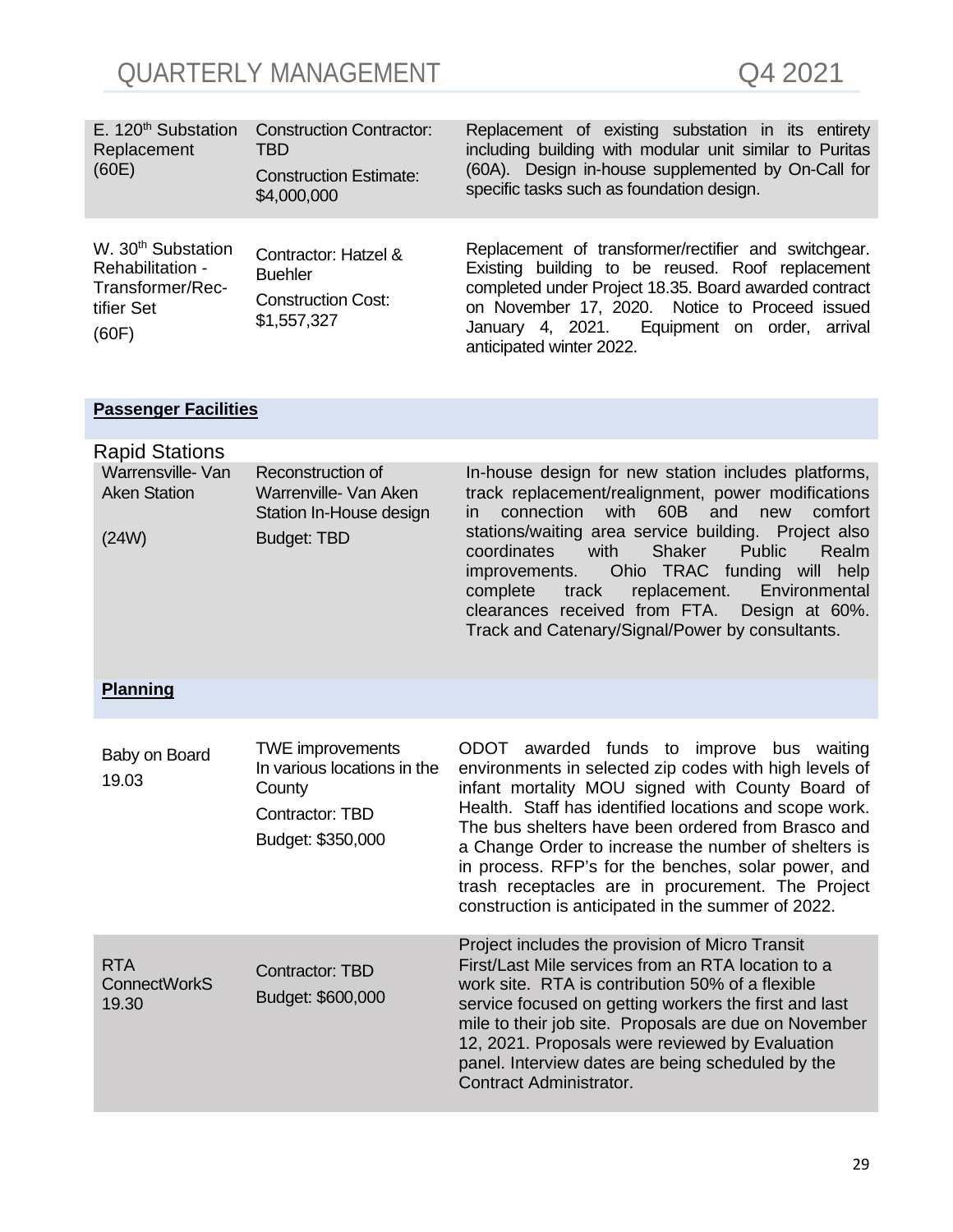| | | |
|---|---|---|
| E. 120th Substation Replacement (60E) | Construction Contractor: TBD<br>Construction Estimate: $4,000,000 | Replacement of existing substation in its entirety including building with modular unit similar to Puritas (60A). Design in-house supplemented by On-Call for specific tasks such as foundation design. |
| W. 30th Substation Rehabilitation - Transformer/Rectifier Set (60F) | Contractor: Hatzel & Buehler<br>Construction Cost: $1,557,327 | Replacement of transformer/rectifier and switchgear. Existing building to be reused. Roof replacement completed under Project 18.35. Board awarded contract on November 17, 2020. Notice to Proceed issued January 4, 2021. Equipment on order, arrival anticipated winter 2022. |
| **Passenger Facilities** | | |
| Rapid Stations | | |
| Warrensville- Van Aken Station (24W) | Reconstruction of Warrenville- Van Aken Station In-House design<br>Budget: TBD | In-house design for new station includes platforms, track replacement/realignment, power modifications in connection with 60B and new comfort stations/waiting area service building. Project also coordinates with Shaker Public Realm improvements. Ohio TRAC funding will help complete track replacement. Environmental clearances received from FTA. Design at 60%. Track and Catenary/Signal/Power by consultants. |
| **Planning** | | |
| Baby on Board 19.03 | TWE improvements In various locations in the County<br>Contractor: TBD<br>Budget: $350,000 | ODOT awarded funds to improve bus waiting environments in selected zip codes with high levels of infant mortality MOU signed with County Board of Health. Staff has identified locations and scope work. The bus shelters have been ordered from Brasco and a Change Order to increase the number of shelters is in process. RFP's for the benches, solar power, and trash receptacles are in procurement. The Project construction is anticipated in the summer of 2022. |
| RTA ConnectWorkS 19.30 | Contractor: TBD<br>Budget: $600,000 | Project includes the provision of Micro Transit First/Last Mile services from an RTA location to a work site. RTA is contribution 50% of a flexible service focused on getting workers the first and last mile to their job site. Proposals are due on November 12, 2021. Proposals were reviewed by Evaluation panel. Interview dates are being scheduled by the Contract Administrator. |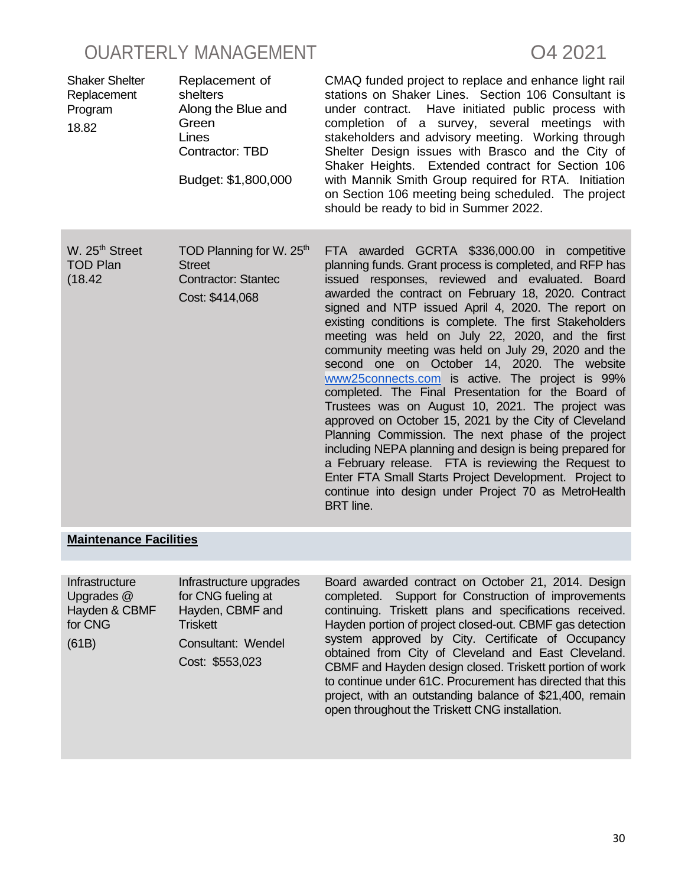| | | |
|---|---|---|
| Shaker Shelter Replacement Program 18.82 | Replacement of shelters Along the Blue and Green Lines Contractor: TBD Budget: $1,800,000 | CMAQ funded project to replace and enhance light rail stations on Shaker Lines. Section 106 Consultant is under contract. Have initiated public process with completion of a survey, several meetings with stakeholders and advisory meeting. Working through Shelter Design issues with Brasco and the City of Shaker Heights. Extended contract for Section 106 with Mannik Smith Group required for RTA. Initiation on Section 106 meeting being scheduled. The project should be ready to bid in Summer 2022. |
| W. 25th Street TOD Plan (18.42 | TOD Planning for W. 25th Street Contractor: Stantec Cost: $414,068 | FTA awarded GCRTA $336,000.00 in competitive planning funds. Grant process is completed, and RFP has issued responses, reviewed and evaluated. Board awarded the contract on February 18, 2020. Contract signed and NTP issued April 4, 2020. The report on existing conditions is complete. The first Stakeholders meeting was held on July 22, 2020, and the first community meeting was held on July 29, 2020 and the second one on October 14, 2020. The website www25connects.com is active. The project is 99% completed. The Final Presentation for the Board of Trustees was on August 10, 2021. The project was approved on October 15, 2021 by the City of Cleveland Planning Commission. The next phase of the project including NEPA planning and design is being prepared for a February release. FTA is reviewing the Request to Enter FTA Small Starts Project Development. Project to continue into design under Project 70 as MetroHealth BRT line. |
| **Maintenance Facilities** | | |
| Infrastructure Upgrades @ Hayden & CBMF for CNG (61B) | Infrastructure upgrades for CNG fueling at Hayden, CBMF and Triskett Consultant: Wendel Cost: $553,023 | Board awarded contract on October 21, 2014. Design completed. Support for Construction of improvements continuing. Triskett plans and specifications received. Hayden portion of project closed-out. CBMF gas detection system approved by City. Certificate of Occupancy obtained from City of Cleveland and East Cleveland. CBMF and Hayden design closed. Triskett portion of work to continue under 61C. Procurement has directed that this project, with an outstanding balance of $21,400, remain open throughout the Triskett CNG installation. |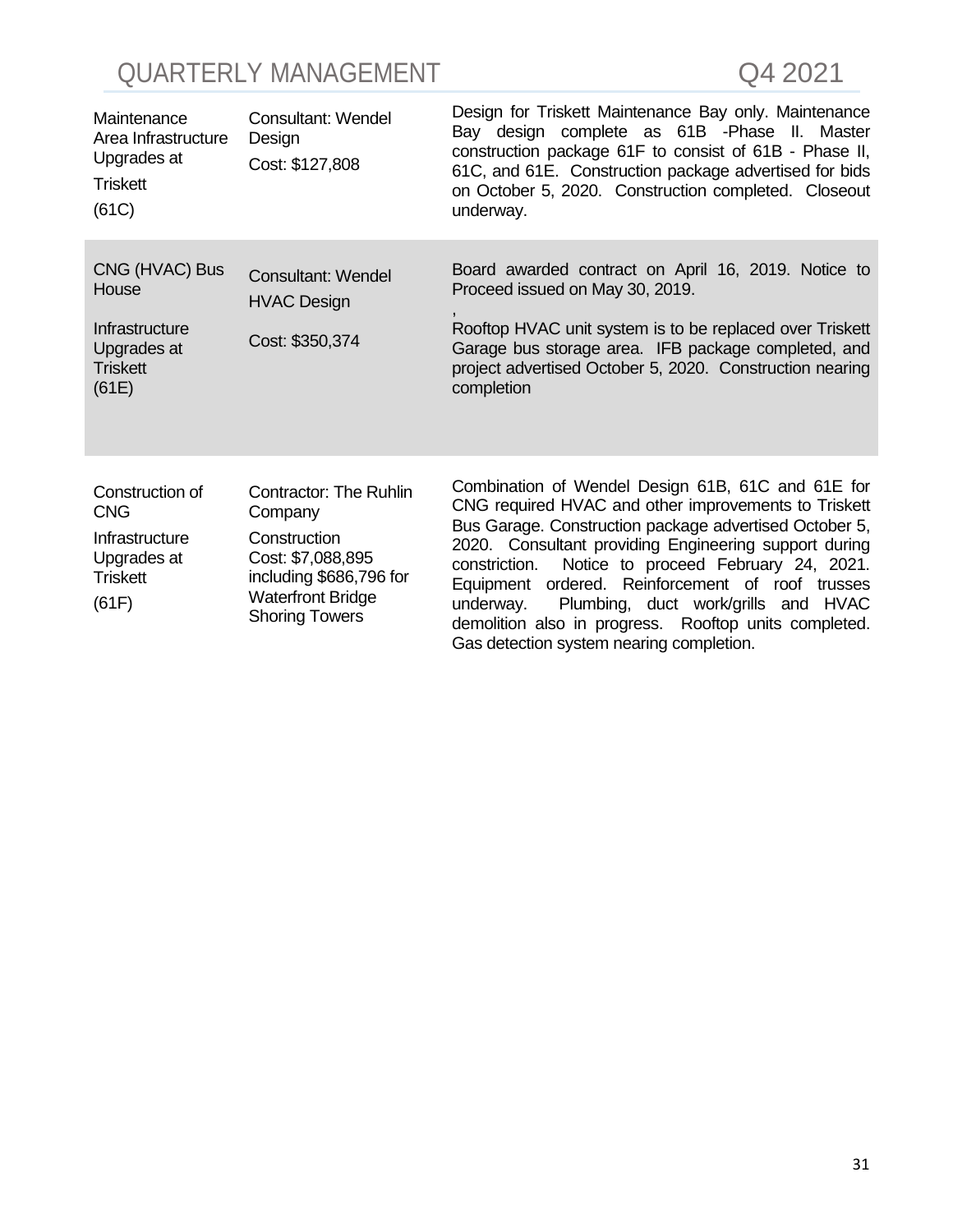| | | |
|---|---|---|
| Maintenance Area Infrastructure Upgrades at Triskett (61C) | Consultant: Wendel Design<br>Cost: $127,808 | Design for Triskett Maintenance Bay only. Maintenance Bay design complete as 61B -Phase II. Master construction package 61F to consist of 61B - Phase II, 61C, and 61E. Construction package advertised for bids on October 5, 2020. Construction completed. Closeout underway. |
| CNG (HVAC) Bus House Infrastructure Upgrades at Triskett (61E) | Consultant: Wendel HVAC Design<br>Cost: $350,374 | Board awarded contract on April 16, 2019. Notice to Proceed issued on May 30, 2019.<br>,<br>Rooftop HVAC unit system is to be replaced over Triskett Garage bus storage area. IFB package completed, and project advertised October 5, 2020. Construction nearing completion |
| Construction of CNG Infrastructure Upgrades at Triskett (61F) | Contractor: The Ruhlin Company<br>Construction Cost: $7,088,895 including $686,796 for Waterfront Bridge Shoring Towers | Combination of Wendel Design 61B, 61C and 61E for CNG required HVAC and other improvements to Triskett Bus Garage. Construction package advertised October 5, 2020. Consultant providing Engineering support during constriction. Notice to proceed February 24, 2021. Equipment ordered. Reinforcement of roof trusses underway. Plumbing, duct work/grills and HVAC demolition also in progress. Rooftop units completed. Gas detection system nearing completion. |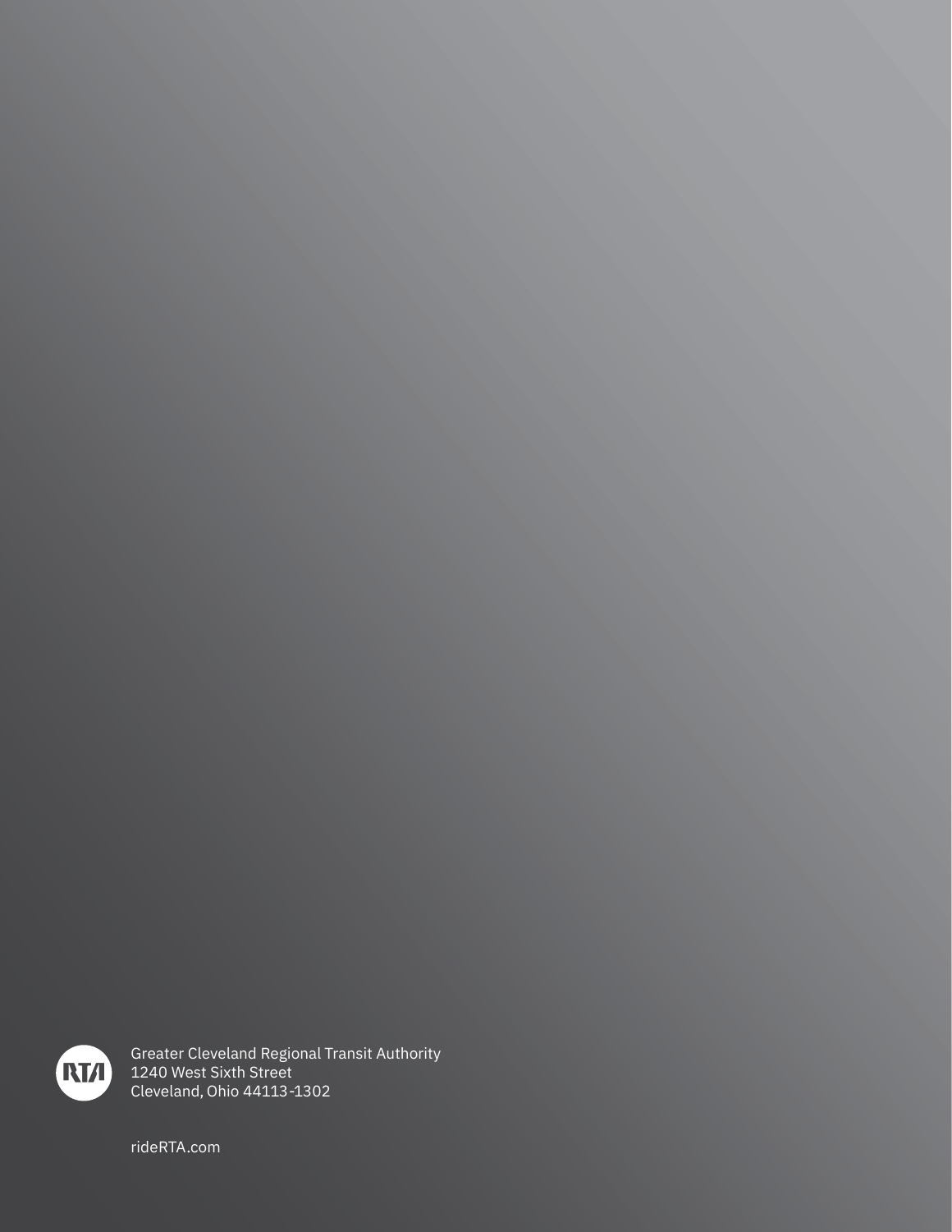RTA

Greater Cleveland Regional Transit Authority
1240 West Sixth Street
Cleveland, Ohio 44113-1302

rideRTA.com